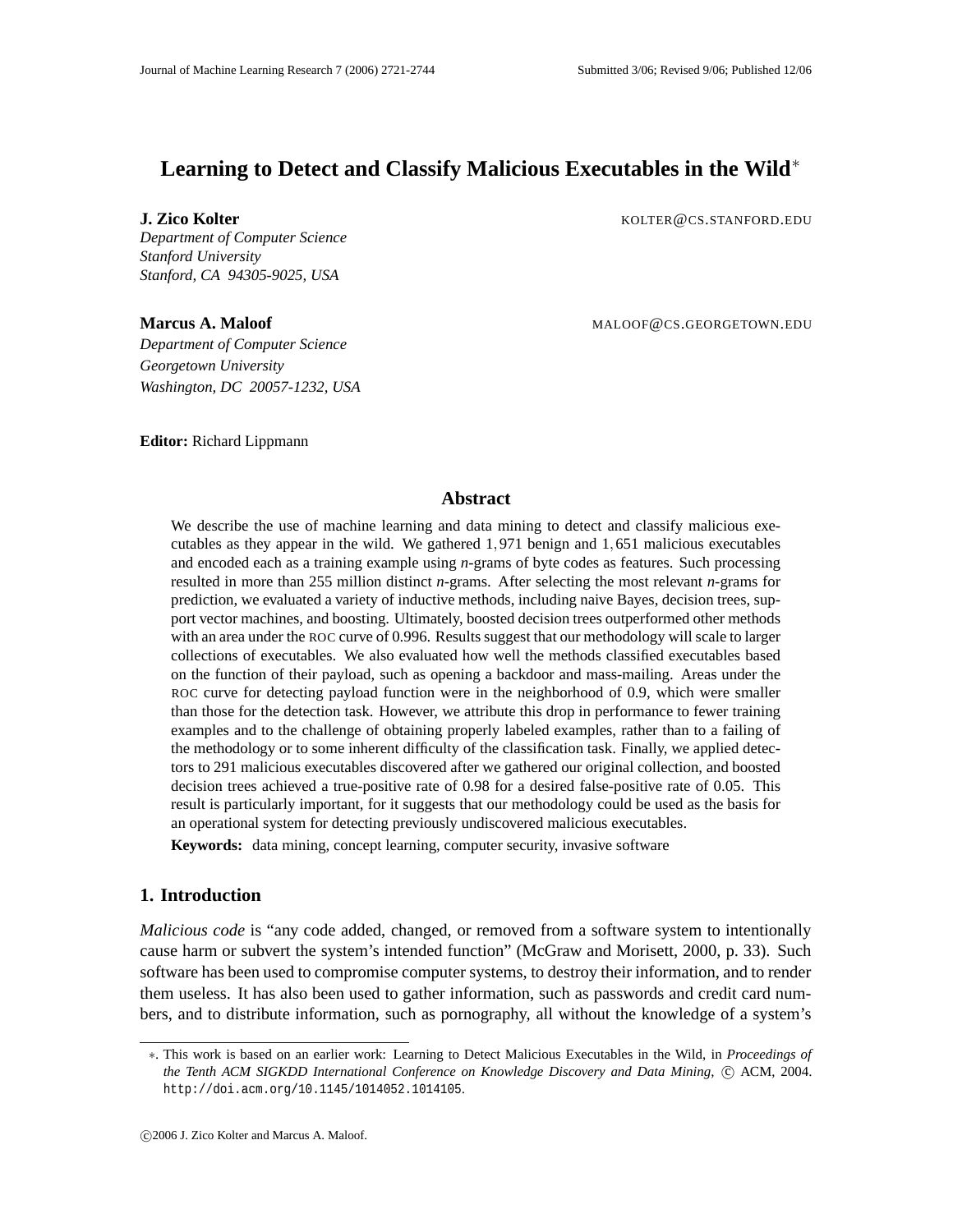# Learning to Detect and Classify Malicious Executables in the Wild*

**J. Zico Kolter** KOLTER@CS.STANFORD.EDU
*Department of Computer Science*
*Stanford University*
*Stanford, CA 94305-9025, USA*

**Marcus A. Maloof** MALOOF@CS.GEORGETOWN.EDU
*Department of Computer Science*
*Georgetown University*
*Washington, DC 20057-1232, USA*

**Editor:** Richard Lippmann

## Abstract

We describe the use of machine learning and data mining to detect and classify malicious executables as they appear in the wild. We gathered 1,971 benign and 1,651 malicious executables and encoded each as a training example using *n*-grams of byte codes as features. Such processing resulted in more than 255 million distinct *n*-grams. After selecting the most relevant *n*-grams for prediction, we evaluated a variety of inductive methods, including naive Bayes, decision trees, support vector machines, and boosting. Ultimately, boosted decision trees outperformed other methods with an area under the ROC curve of 0.996. Results suggest that our methodology will scale to larger collections of executables. We also evaluated how well the methods classified executables based on the function of their payload, such as opening a backdoor and mass-mailing. Areas under the ROC curve for detecting payload function were in the neighborhood of 0.9, which were smaller than those for the detection task. However, we attribute this drop in performance to fewer training examples and to the challenge of obtaining properly labeled examples, rather than to a failing of the methodology or to some inherent difficulty of the classification task. Finally, we applied detectors to 291 malicious executables discovered after we gathered our original collection, and boosted decision trees achieved a true-positive rate of 0.98 for a desired false-positive rate of 0.05. This result is particularly important, for it suggests that our methodology could be used as the basis for an operational system for detecting previously undiscovered malicious executables.

**Keywords:** data mining, concept learning, computer security, invasive software

## 1. Introduction

*Malicious code* is "any code added, changed, or removed from a software system to intentionally cause harm or subvert the system's intended function" (McGraw and Morisett, 2000, p. 33). Such software has been used to compromise computer systems, to destroy their information, and to render them useless. It has also been used to gather information, such as passwords and credit card numbers, and to distribute information, such as pornography, all without the knowledge of a system's

*. This work is based on an earlier work: Learning to Detect Malicious Executables in the Wild, in *Proceedings of the Tenth ACM SIGKDD International Conference on Knowledge Discovery and Data Mining*, © ACM, 2004. http://doi.acm.org/10.1145/1014052.1014105.

©2006 J. Zico Kolter and Marcus A. Maloof.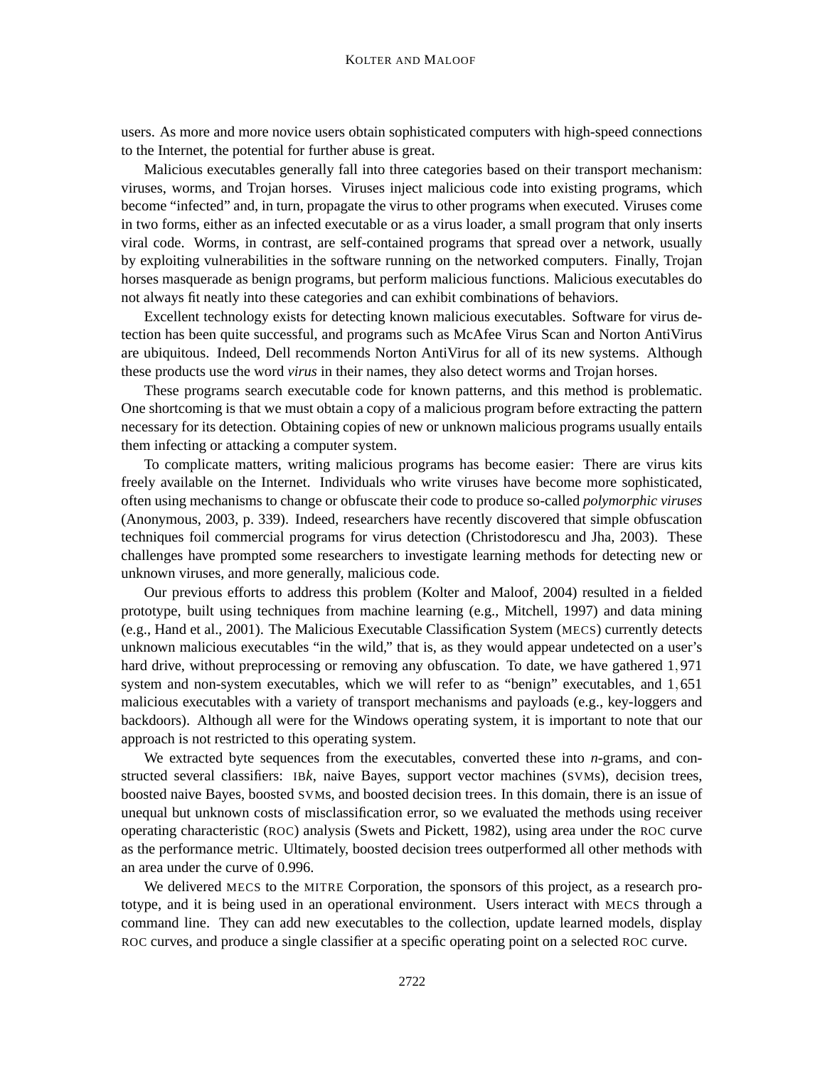users. As more and more novice users obtain sophisticated computers with high-speed connections to the Internet, the potential for further abuse is great.

Malicious executables generally fall into three categories based on their transport mechanism: viruses, worms, and Trojan horses. Viruses inject malicious code into existing programs, which become "infected" and, in turn, propagate the virus to other programs when executed. Viruses come in two forms, either as an infected executable or as a virus loader, a small program that only inserts viral code. Worms, in contrast, are self-contained programs that spread over a network, usually by exploiting vulnerabilities in the software running on the networked computers. Finally, Trojan horses masquerade as benign programs, but perform malicious functions. Malicious executables do not always fit neatly into these categories and can exhibit combinations of behaviors.

Excellent technology exists for detecting known malicious executables. Software for virus detection has been quite successful, and programs such as McAfee Virus Scan and Norton AntiVirus are ubiquitous. Indeed, Dell recommends Norton AntiVirus for all of its new systems. Although these products use the word *virus* in their names, they also detect worms and Trojan horses.

These programs search executable code for known patterns, and this method is problematic. One shortcoming is that we must obtain a copy of a malicious program before extracting the pattern necessary for its detection. Obtaining copies of new or unknown malicious programs usually entails them infecting or attacking a computer system.

To complicate matters, writing malicious programs has become easier: There are virus kits freely available on the Internet. Individuals who write viruses have become more sophisticated, often using mechanisms to change or obfuscate their code to produce so-called *polymorphic viruses* (Anonymous, 2003, p. 339). Indeed, researchers have recently discovered that simple obfuscation techniques foil commercial programs for virus detection (Christodorescu and Jha, 2003). These challenges have prompted some researchers to investigate learning methods for detecting new or unknown viruses, and more generally, malicious code.

Our previous efforts to address this problem (Kolter and Maloof, 2004) resulted in a fielded prototype, built using techniques from machine learning (e.g., Mitchell, 1997) and data mining (e.g., Hand et al., 2001). The Malicious Executable Classification System (MECS) currently detects unknown malicious executables "in the wild," that is, as they would appear undetected on a user's hard drive, without preprocessing or removing any obfuscation. To date, we have gathered $1,971$ system and non-system executables, which we will refer to as "benign" executables, and $1,651$ malicious executables with a variety of transport mechanisms and payloads (e.g., key-loggers and backdoors). Although all were for the Windows operating system, it is important to note that our approach is not restricted to this operating system.

We extracted byte sequences from the executables, converted these into *n*-grams, and constructed several classifiers: IB*k*, naive Bayes, support vector machines (SVMs), decision trees, boosted naive Bayes, boosted SVMs, and boosted decision trees. In this domain, there is an issue of unequal but unknown costs of misclassification error, so we evaluated the methods using receiver operating characteristic (ROC) analysis (Swets and Pickett, 1982), using area under the ROC curve as the performance metric. Ultimately, boosted decision trees outperformed all other methods with an area under the curve of 0.996.

We delivered MECS to the MITRE Corporation, the sponsors of this project, as a research prototype, and it is being used in an operational environment. Users interact with MECS through a command line. They can add new executables to the collection, update learned models, display ROC curves, and produce a single classifier at a specific operating point on a selected ROC curve.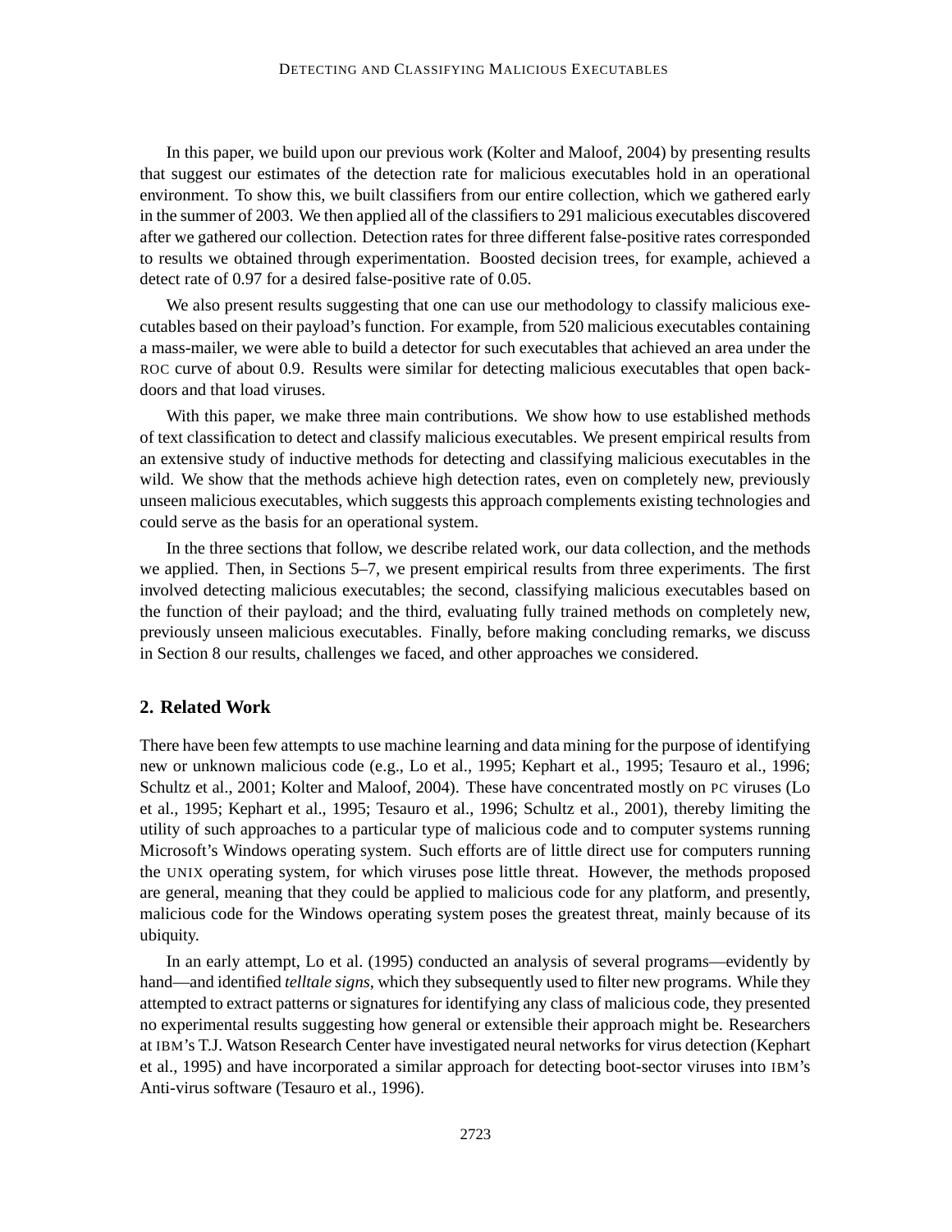In this paper, we build upon our previous work (Kolter and Maloof, 2004) by presenting results that suggest our estimates of the detection rate for malicious executables hold in an operational environment. To show this, we built classifiers from our entire collection, which we gathered early in the summer of 2003. We then applied all of the classifiers to 291 malicious executables discovered after we gathered our collection. Detection rates for three different false-positive rates corresponded to results we obtained through experimentation. Boosted decision trees, for example, achieved a detect rate of 0.97 for a desired false-positive rate of 0.05.

We also present results suggesting that one can use our methodology to classify malicious executables based on their payload's function. For example, from 520 malicious executables containing a mass-mailer, we were able to build a detector for such executables that achieved an area under the ROC curve of about 0.9. Results were similar for detecting malicious executables that open back-doors and that load viruses.

With this paper, we make three main contributions. We show how to use established methods of text classification to detect and classify malicious executables. We present empirical results from an extensive study of inductive methods for detecting and classifying malicious executables in the wild. We show that the methods achieve high detection rates, even on completely new, previously unseen malicious executables, which suggests this approach complements existing technologies and could serve as the basis for an operational system.

In the three sections that follow, we describe related work, our data collection, and the methods we applied. Then, in Sections 5–7, we present empirical results from three experiments. The first involved detecting malicious executables; the second, classifying malicious executables based on the function of their payload; and the third, evaluating fully trained methods on completely new, previously unseen malicious executables. Finally, before making concluding remarks, we discuss in Section 8 our results, challenges we faced, and other approaches we considered.

## 2. Related Work

There have been few attempts to use machine learning and data mining for the purpose of identifying new or unknown malicious code (e.g., Lo et al., 1995; Kephart et al., 1995; Tesauro et al., 1996; Schultz et al., 2001; Kolter and Maloof, 2004). These have concentrated mostly on PC viruses (Lo et al., 1995; Kephart et al., 1995; Tesauro et al., 1996; Schultz et al., 2001), thereby limiting the utility of such approaches to a particular type of malicious code and to computer systems running Microsoft's Windows operating system. Such efforts are of little direct use for computers running the UNIX operating system, for which viruses pose little threat. However, the methods proposed are general, meaning that they could be applied to malicious code for any platform, and presently, malicious code for the Windows operating system poses the greatest threat, mainly because of its ubiquity.

In an early attempt, Lo et al. (1995) conducted an analysis of several programs—evidently by hand—and identified *telltale signs*, which they subsequently used to filter new programs. While they attempted to extract patterns or signatures for identifying any class of malicious code, they presented no experimental results suggesting how general or extensible their approach might be. Researchers at IBM's T.J. Watson Research Center have investigated neural networks for virus detection (Kephart et al., 1995) and have incorporated a similar approach for detecting boot-sector viruses into IBM's Anti-virus software (Tesauro et al., 1996).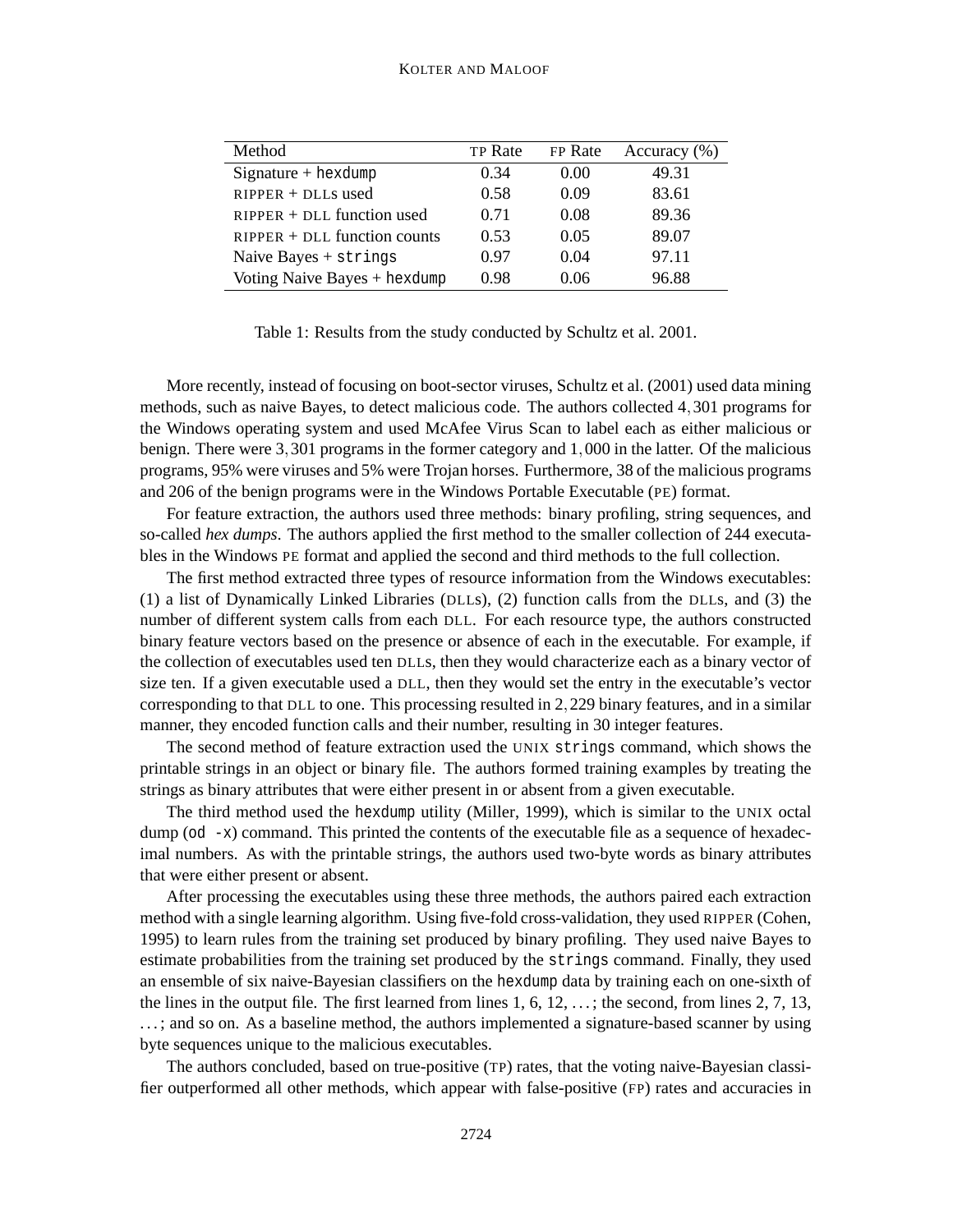| Method | TP Rate | FP Rate | Accuracy (%) |
|---|---|---|---|
| Signature + `hexdump` | 0.34 | 0.00 | 49.31 |
| RIPPER + DLLs used | 0.58 | 0.09 | 83.61 |
| RIPPER + DLL function used | 0.71 | 0.08 | 89.36 |
| RIPPER + DLL function counts | 0.53 | 0.05 | 89.07 |
| Naive Bayes + `strings` | 0.97 | 0.04 | 97.11 |
| Voting Naive Bayes + `hexdump` | 0.98 | 0.06 | 96.88 |

Table 1: Results from the study conducted by Schultz et al. 2001.

More recently, instead of focusing on boot-sector viruses, Schultz et al. (2001) used data mining methods, such as naive Bayes, to detect malicious code. The authors collected 4,301 programs for the Windows operating system and used McAfee Virus Scan to label each as either malicious or benign. There were 3,301 programs in the former category and 1,000 in the latter. Of the malicious programs, 95% were viruses and 5% were Trojan horses. Furthermore, 38 of the malicious programs and 206 of the benign programs were in the Windows Portable Executable (PE) format.

For feature extraction, the authors used three methods: binary profiling, string sequences, and so-called *hex dumps*. The authors applied the first method to the smaller collection of 244 executables in the Windows PE format and applied the second and third methods to the full collection.

The first method extracted three types of resource information from the Windows executables: (1) a list of Dynamically Linked Libraries (DLLs), (2) function calls from the DLLs, and (3) the number of different system calls from each DLL. For each resource type, the authors constructed binary feature vectors based on the presence or absence of each in the executable. For example, if the collection of executables used ten DLLs, then they would characterize each as a binary vector of size ten. If a given executable used a DLL, then they would set the entry in the executable's vector corresponding to that DLL to one. This processing resulted in 2,229 binary features, and in a similar manner, they encoded function calls and their number, resulting in 30 integer features.

The second method of feature extraction used the UNIX `strings` command, which shows the printable strings in an object or binary file. The authors formed training examples by treating the strings as binary attributes that were either present in or absent from a given executable.

The third method used the `hexdump` utility (Miller, 1999), which is similar to the UNIX octal dump (`od -x`) command. This printed the contents of the executable file as a sequence of hexadecimal numbers. As with the printable strings, the authors used two-byte words as binary attributes that were either present or absent.

After processing the executables using these three methods, the authors paired each extraction method with a single learning algorithm. Using five-fold cross-validation, they used RIPPER (Cohen, 1995) to learn rules from the training set produced by binary profiling. They used naive Bayes to estimate probabilities from the training set produced by the `strings` command. Finally, they used an ensemble of six naive-Bayesian classifiers on the `hexdump` data by training each on one-sixth of the lines in the output file. The first learned from lines 1, 6, 12, ...; the second, from lines 2, 7, 13, ...; and so on. As a baseline method, the authors implemented a signature-based scanner by using byte sequences unique to the malicious executables.

The authors concluded, based on true-positive (TP) rates, that the voting naive-Bayesian classifier outperformed all other methods, which appear with false-positive (FP) rates and accuracies in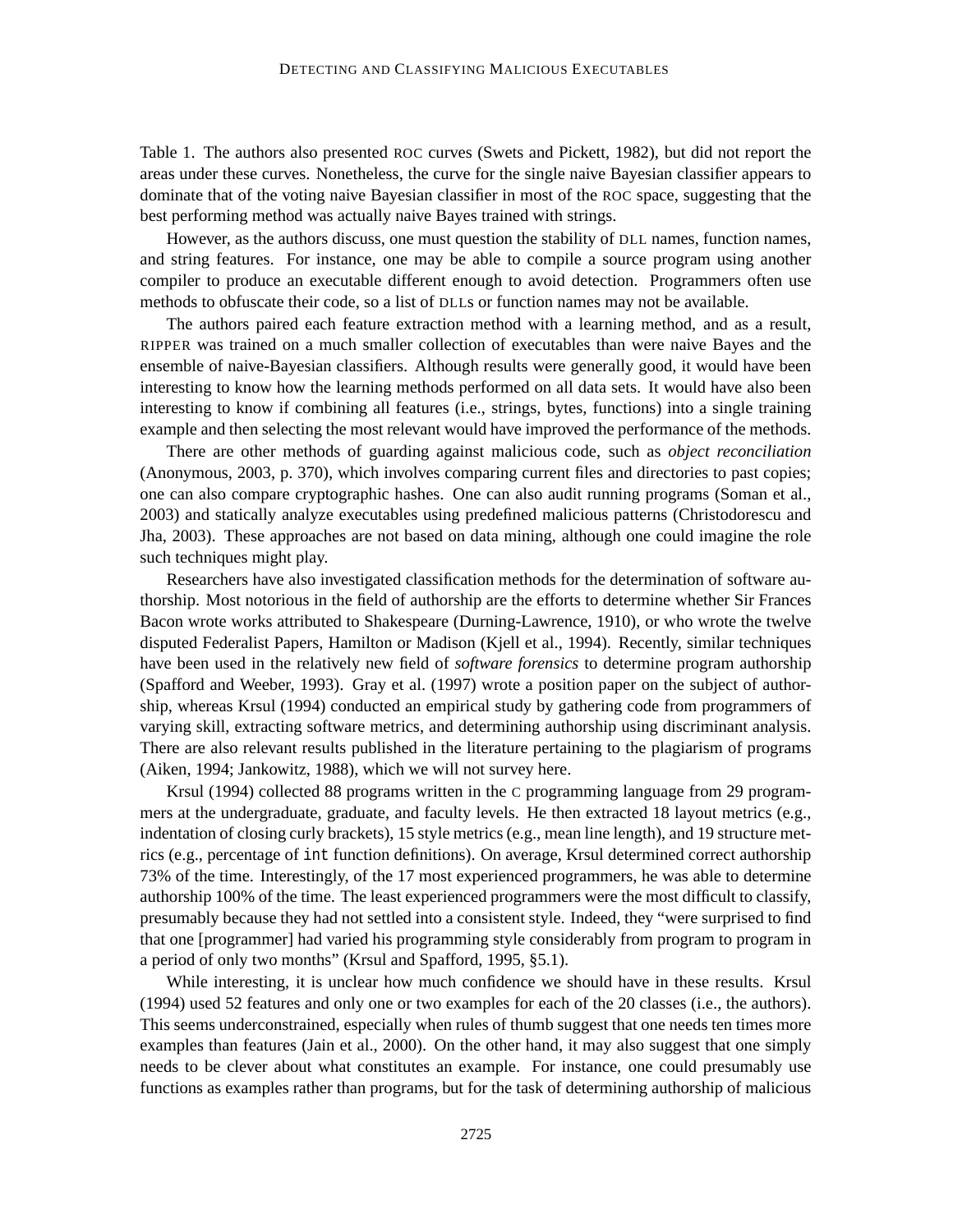Table 1. The authors also presented ROC curves (Swets and Pickett, 1982), but did not report the areas under these curves. Nonetheless, the curve for the single naive Bayesian classifier appears to dominate that of the voting naive Bayesian classifier in most of the ROC space, suggesting that the best performing method was actually naive Bayes trained with strings.

However, as the authors discuss, one must question the stability of DLL names, function names, and string features. For instance, one may be able to compile a source program using another compiler to produce an executable different enough to avoid detection. Programmers often use methods to obfuscate their code, so a list of DLLs or function names may not be available.

The authors paired each feature extraction method with a learning method, and as a result, RIPPER was trained on a much smaller collection of executables than were naive Bayes and the ensemble of naive-Bayesian classifiers. Although results were generally good, it would have been interesting to know how the learning methods performed on all data sets. It would have also been interesting to know if combining all features (i.e., strings, bytes, functions) into a single training example and then selecting the most relevant would have improved the performance of the methods.

There are other methods of guarding against malicious code, such as *object reconciliation* (Anonymous, 2003, p. 370), which involves comparing current files and directories to past copies; one can also compare cryptographic hashes. One can also audit running programs (Soman et al., 2003) and statically analyze executables using predefined malicious patterns (Christodorescu and Jha, 2003). These approaches are not based on data mining, although one could imagine the role such techniques might play.

Researchers have also investigated classification methods for the determination of software authorship. Most notorious in the field of authorship are the efforts to determine whether Sir Frances Bacon wrote works attributed to Shakespeare (Durning-Lawrence, 1910), or who wrote the twelve disputed Federalist Papers, Hamilton or Madison (Kjell et al., 1994). Recently, similar techniques have been used in the relatively new field of *software forensics* to determine program authorship (Spafford and Weeber, 1993). Gray et al. (1997) wrote a position paper on the subject of authorship, whereas Krsul (1994) conducted an empirical study by gathering code from programmers of varying skill, extracting software metrics, and determining authorship using discriminant analysis. There are also relevant results published in the literature pertaining to the plagiarism of programs (Aiken, 1994; Jankowitz, 1988), which we will not survey here.

Krsul (1994) collected 88 programs written in the C programming language from 29 programmers at the undergraduate, graduate, and faculty levels. He then extracted 18 layout metrics (e.g., indentation of closing curly brackets), 15 style metrics (e.g., mean line length), and 19 structure metrics (e.g., percentage of `int` function definitions). On average, Krsul determined correct authorship 73% of the time. Interestingly, of the 17 most experienced programmers, he was able to determine authorship 100% of the time. The least experienced programmers were the most difficult to classify, presumably because they had not settled into a consistent style. Indeed, they "were surprised to find that one [programmer] had varied his programming style considerably from program to program in a period of only two months" (Krsul and Spafford, 1995, §5.1).

While interesting, it is unclear how much confidence we should have in these results. Krsul (1994) used 52 features and only one or two examples for each of the 20 classes (i.e., the authors). This seems underconstrained, especially when rules of thumb suggest that one needs ten times more examples than features (Jain et al., 2000). On the other hand, it may also suggest that one simply needs to be clever about what constitutes an example. For instance, one could presumably use functions as examples rather than programs, but for the task of determining authorship of malicious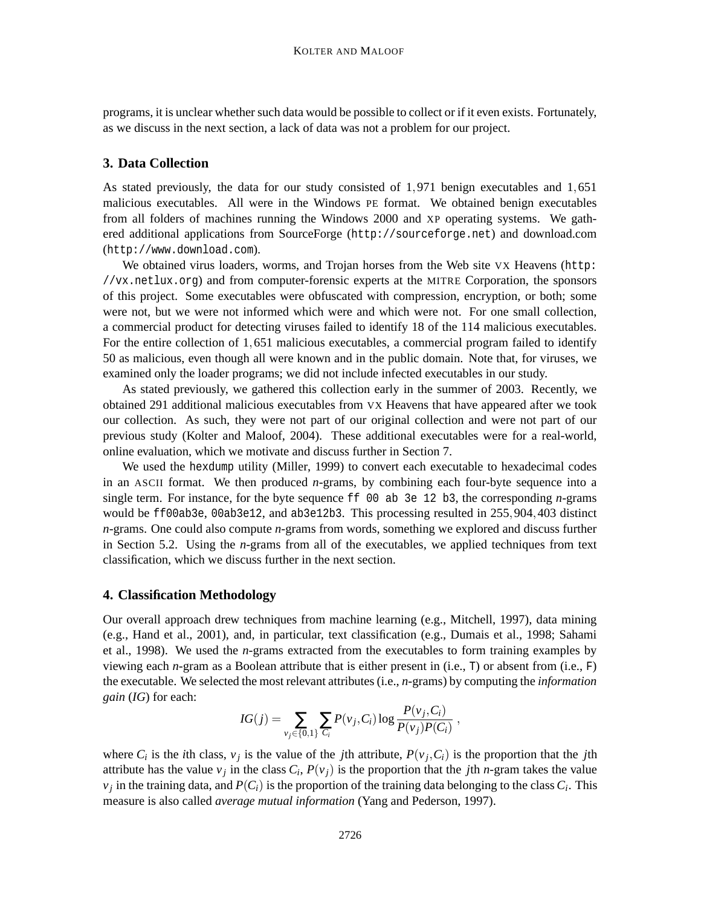programs, it is unclear whether such data would be possible to collect or if it even exists. Fortunately, as we discuss in the next section, a lack of data was not a problem for our project.

## 3. Data Collection

As stated previously, the data for our study consisted of 1,971 benign executables and 1,651 malicious executables. All were in the Windows PE format. We obtained benign executables from all folders of machines running the Windows 2000 and XP operating systems. We gathered additional applications from SourceForge (`http://sourceforge.net`) and download.com (`http://www.download.com`).

We obtained virus loaders, worms, and Trojan horses from the Web site VX Heavens (`http://vx.netlux.org`) and from computer-forensic experts at the MITRE Corporation, the sponsors of this project. Some executables were obfuscated with compression, encryption, or both; some were not, but we were not informed which were and which were not. For one small collection, a commercial product for detecting viruses failed to identify 18 of the 114 malicious executables. For the entire collection of 1,651 malicious executables, a commercial program failed to identify 50 as malicious, even though all were known and in the public domain. Note that, for viruses, we examined only the loader programs; we did not include infected executables in our study.

As stated previously, we gathered this collection early in the summer of 2003. Recently, we obtained 291 additional malicious executables from VX Heavens that have appeared after we took our collection. As such, they were not part of our original collection and were not part of our previous study (Kolter and Maloof, 2004). These additional executables were for a real-world, online evaluation, which we motivate and discuss further in Section 7.

We used the `hexdump` utility (Miller, 1999) to convert each executable to hexadecimal codes in an ASCII format. We then produced *n*-grams, by combining each four-byte sequence into a single term. For instance, for the byte sequence `ff 00 ab 3e 12 b3`, the corresponding *n*-grams would be `ff00ab3e`, `00ab3e12`, and `ab3e12b3`. This processing resulted in 255,904,403 distinct *n*-grams. One could also compute *n*-grams from words, something we explored and discuss further in Section 5.2. Using the *n*-grams from all of the executables, we applied techniques from text classification, which we discuss further in the next section.

## 4. Classification Methodology

Our overall approach drew techniques from machine learning (e.g., Mitchell, 1997), data mining (e.g., Hand et al., 2001), and, in particular, text classification (e.g., Dumais et al., 1998; Sahami et al., 1998). We used the *n*-grams extracted from the executables to form training examples by viewing each *n*-gram as a Boolean attribute that is either present in (i.e., `T`) or absent from (i.e., `F`) the executable. We selected the most relevant attributes (i.e., *n*-grams) by computing the *information gain* (*IG*) for each:

$$IG(j) = \sum_{v_j \in \{0,1\}} \sum_{C_i} P(v_j, C_i) \log \frac{P(v_j, C_i)}{P(v_j)P(C_i)} ,$$

where $C_i$ is the $i$th class, $v_j$ is the value of the $j$th attribute, $P(v_j, C_i)$ is the proportion that the $j$th attribute has the value $v_j$ in the class $C_i$, $P(v_j)$ is the proportion that the $j$th *n*-gram takes the value $v_j$ in the training data, and $P(C_i)$ is the proportion of the training data belonging to the class $C_i$. This measure is also called *average mutual information* (Yang and Pederson, 1997).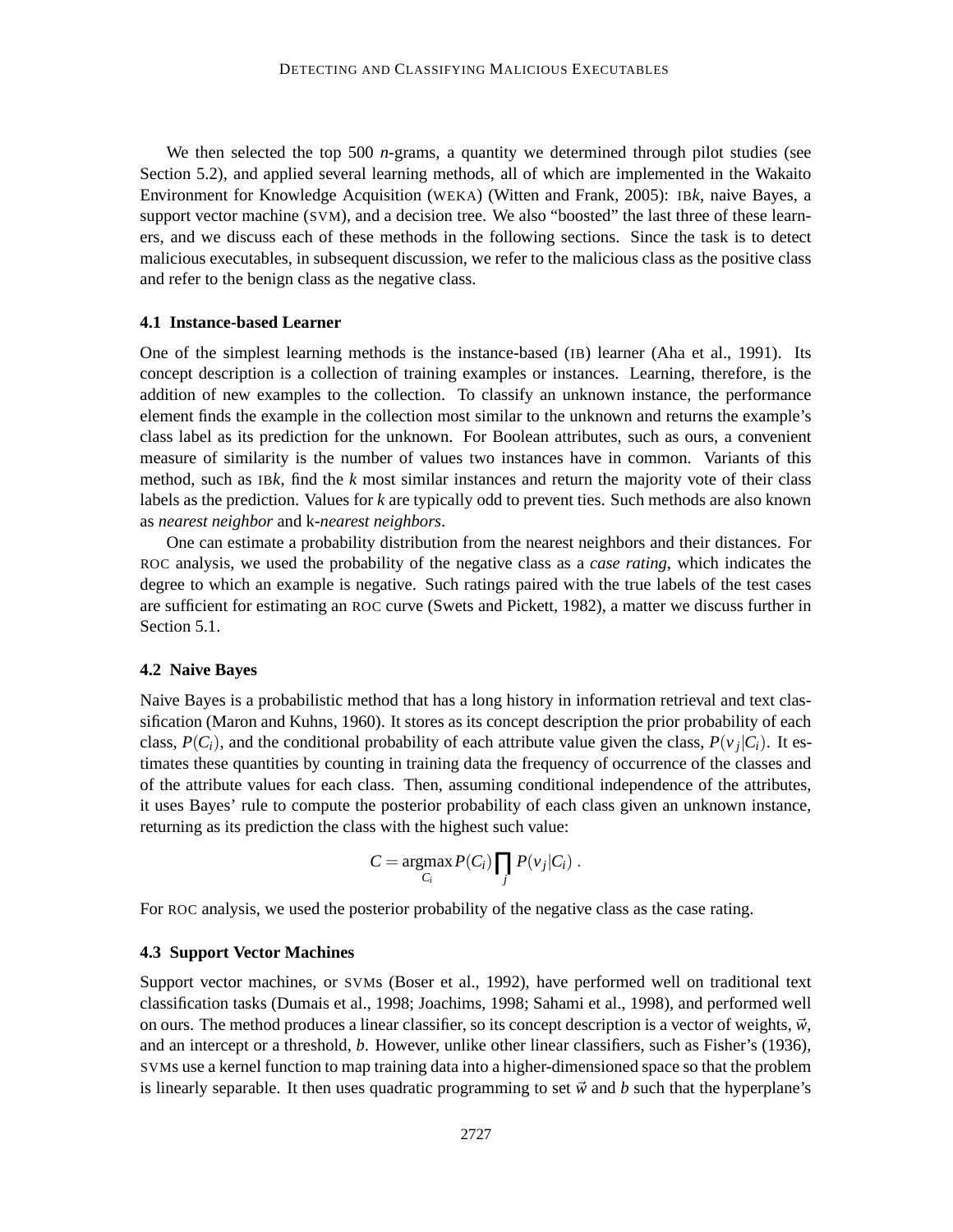We then selected the top 500 *n*-grams, a quantity we determined through pilot studies (see Section 5.2), and applied several learning methods, all of which are implemented in the Wakaito Environment for Knowledge Acquisition (WEKA) (Witten and Frank, 2005): IB*k*, naive Bayes, a support vector machine (SVM), and a decision tree. We also "boosted" the last three of these learners, and we discuss each of these methods in the following sections. Since the task is to detect malicious executables, in subsequent discussion, we refer to the malicious class as the positive class and refer to the benign class as the negative class.

### 4.1 Instance-based Learner

One of the simplest learning methods is the instance-based (IB) learner (Aha et al., 1991). Its concept description is a collection of training examples or instances. Learning, therefore, is the addition of new examples to the collection. To classify an unknown instance, the performance element finds the example in the collection most similar to the unknown and returns the example's class label as its prediction for the unknown. For Boolean attributes, such as ours, a convenient measure of similarity is the number of values two instances have in common. Variants of this method, such as IB*k*, find the *k* most similar instances and return the majority vote of their class labels as the prediction. Values for *k* are typically odd to prevent ties. Such methods are also known as *nearest neighbor* and k-*nearest neighbors*.

One can estimate a probability distribution from the nearest neighbors and their distances. For ROC analysis, we used the probability of the negative class as a *case rating*, which indicates the degree to which an example is negative. Such ratings paired with the true labels of the test cases are sufficient for estimating an ROC curve (Swets and Pickett, 1982), a matter we discuss further in Section 5.1.

### 4.2 Naive Bayes

Naive Bayes is a probabilistic method that has a long history in information retrieval and text classification (Maron and Kuhns, 1960). It stores as its concept description the prior probability of each class, $P(C_i)$, and the conditional probability of each attribute value given the class, $P(v_j|C_i)$. It estimates these quantities by counting in training data the frequency of occurrence of the classes and of the attribute values for each class. Then, assuming conditional independence of the attributes, it uses Bayes' rule to compute the posterior probability of each class given an unknown instance, returning as its prediction the class with the highest such value:

$$C = \operatorname*{argmax}_{C_i} P(C_i) \prod_j P(v_j|C_i) \; .$$

For ROC analysis, we used the posterior probability of the negative class as the case rating.

### 4.3 Support Vector Machines

Support vector machines, or SVMs (Boser et al., 1992), have performed well on traditional text classification tasks (Dumais et al., 1998; Joachims, 1998; Sahami et al., 1998), and performed well on ours. The method produces a linear classifier, so its concept description is a vector of weights, $\vec{w}$, and an intercept or a threshold, $b$. However, unlike other linear classifiers, such as Fisher's (1936), SVMs use a kernel function to map training data into a higher-dimensioned space so that the problem is linearly separable. It then uses quadratic programming to set $\vec{w}$ and $b$ such that the hyperplane's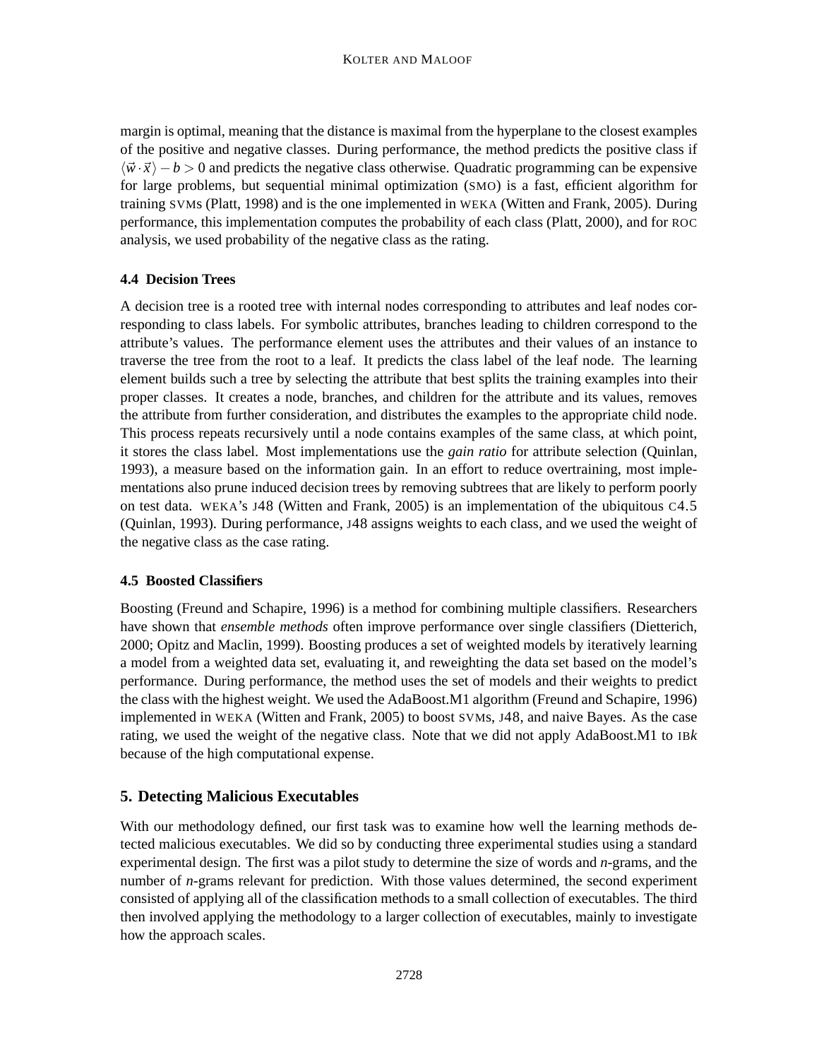margin is optimal, meaning that the distance is maximal from the hyperplane to the closest examples of the positive and negative classes. During performance, the method predicts the positive class if $\langle \vec{w} \cdot \vec{x} \rangle - b > 0$ and predicts the negative class otherwise. Quadratic programming can be expensive for large problems, but sequential minimal optimization (SMO) is a fast, efficient algorithm for training SVMs (Platt, 1998) and is the one implemented in WEKA (Witten and Frank, 2005). During performance, this implementation computes the probability of each class (Platt, 2000), and for ROC analysis, we used probability of the negative class as the rating.

### 4.4 Decision Trees

A decision tree is a rooted tree with internal nodes corresponding to attributes and leaf nodes corresponding to class labels. For symbolic attributes, branches leading to children correspond to the attribute's values. The performance element uses the attributes and their values of an instance to traverse the tree from the root to a leaf. It predicts the class label of the leaf node. The learning element builds such a tree by selecting the attribute that best splits the training examples into their proper classes. It creates a node, branches, and children for the attribute and its values, removes the attribute from further consideration, and distributes the examples to the appropriate child node. This process repeats recursively until a node contains examples of the same class, at which point, it stores the class label. Most implementations use the *gain ratio* for attribute selection (Quinlan, 1993), a measure based on the information gain. In an effort to reduce overtraining, most implementations also prune induced decision trees by removing subtrees that are likely to perform poorly on test data. WEKA's J48 (Witten and Frank, 2005) is an implementation of the ubiquitous C4.5 (Quinlan, 1993). During performance, J48 assigns weights to each class, and we used the weight of the negative class as the case rating.

### 4.5 Boosted Classifiers

Boosting (Freund and Schapire, 1996) is a method for combining multiple classifiers. Researchers have shown that *ensemble methods* often improve performance over single classifiers (Dietterich, 2000; Opitz and Maclin, 1999). Boosting produces a set of weighted models by iteratively learning a model from a weighted data set, evaluating it, and reweighting the data set based on the model's performance. During performance, the method uses the set of models and their weights to predict the class with the highest weight. We used the AdaBoost.M1 algorithm (Freund and Schapire, 1996) implemented in WEKA (Witten and Frank, 2005) to boost SVMs, J48, and naive Bayes. As the case rating, we used the weight of the negative class. Note that we did not apply AdaBoost.M1 to IB*k* because of the high computational expense.

## 5. Detecting Malicious Executables

With our methodology defined, our first task was to examine how well the learning methods detected malicious executables. We did so by conducting three experimental studies using a standard experimental design. The first was a pilot study to determine the size of words and *n*-grams, and the number of *n*-grams relevant for prediction. With those values determined, the second experiment consisted of applying all of the classification methods to a small collection of executables. The third then involved applying the methodology to a larger collection of executables, mainly to investigate how the approach scales.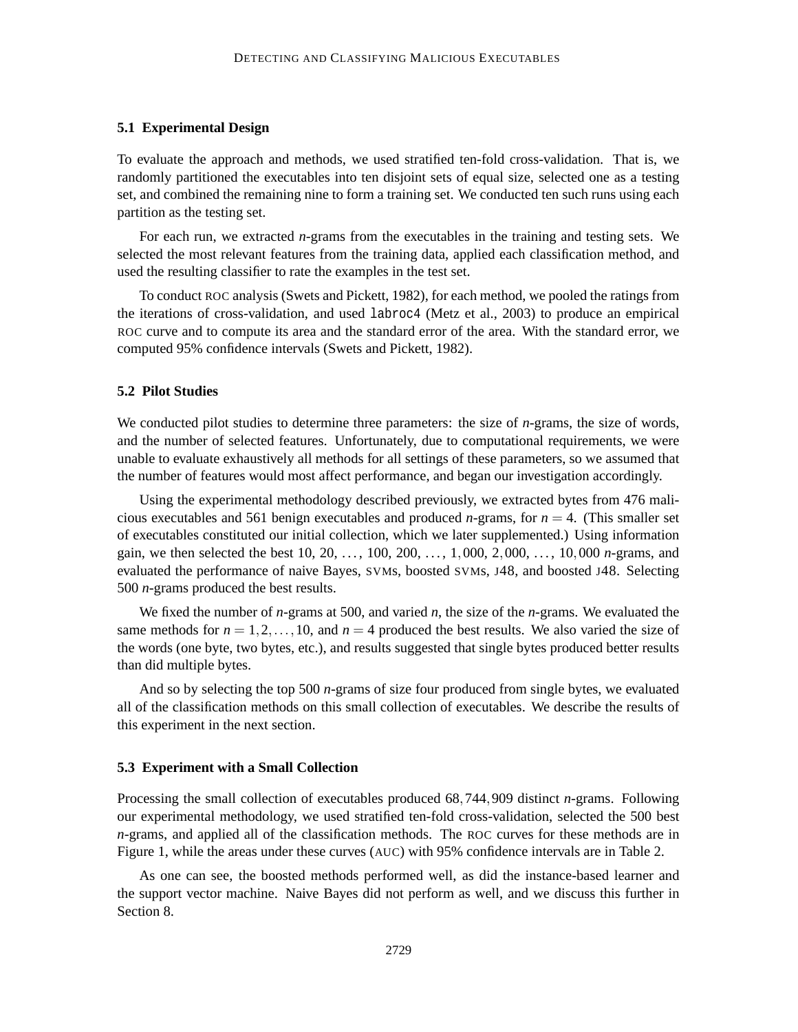### 5.1 Experimental Design

To evaluate the approach and methods, we used stratified ten-fold cross-validation. That is, we randomly partitioned the executables into ten disjoint sets of equal size, selected one as a testing set, and combined the remaining nine to form a training set. We conducted ten such runs using each partition as the testing set.

For each run, we extracted *n*-grams from the executables in the training and testing sets. We selected the most relevant features from the training data, applied each classification method, and used the resulting classifier to rate the examples in the test set.

To conduct ROC analysis (Swets and Pickett, 1982), for each method, we pooled the ratings from the iterations of cross-validation, and used `labroc4` (Metz et al., 2003) to produce an empirical ROC curve and to compute its area and the standard error of the area. With the standard error, we computed 95% confidence intervals (Swets and Pickett, 1982).

### 5.2 Pilot Studies

We conducted pilot studies to determine three parameters: the size of *n*-grams, the size of words, and the number of selected features. Unfortunately, due to computational requirements, we were unable to evaluate exhaustively all methods for all settings of these parameters, so we assumed that the number of features would most affect performance, and began our investigation accordingly.

Using the experimental methodology described previously, we extracted bytes from 476 malicious executables and 561 benign executables and produced *n*-grams, for $n = 4$. (This smaller set of executables constituted our initial collection, which we later supplemented.) Using information gain, we then selected the best 10, 20, ..., 100, 200, ..., $1,000$, $2,000$, ..., $10,000$ *n*-grams, and evaluated the performance of naive Bayes, SVMs, boosted SVMs, J48, and boosted J48. Selecting 500 *n*-grams produced the best results.

We fixed the number of *n*-grams at 500, and varied *n*, the size of the *n*-grams. We evaluated the same methods for $n = 1, 2, \ldots, 10$, and $n = 4$ produced the best results. We also varied the size of the words (one byte, two bytes, etc.), and results suggested that single bytes produced better results than did multiple bytes.

And so by selecting the top 500 *n*-grams of size four produced from single bytes, we evaluated all of the classification methods on this small collection of executables. We describe the results of this experiment in the next section.

### 5.3 Experiment with a Small Collection

Processing the small collection of executables produced $68,744,909$ distinct *n*-grams. Following our experimental methodology, we used stratified ten-fold cross-validation, selected the 500 best *n*-grams, and applied all of the classification methods. The ROC curves for these methods are in Figure 1, while the areas under these curves (AUC) with 95% confidence intervals are in Table 2.

As one can see, the boosted methods performed well, as did the instance-based learner and the support vector machine. Naive Bayes did not perform as well, and we discuss this further in Section 8.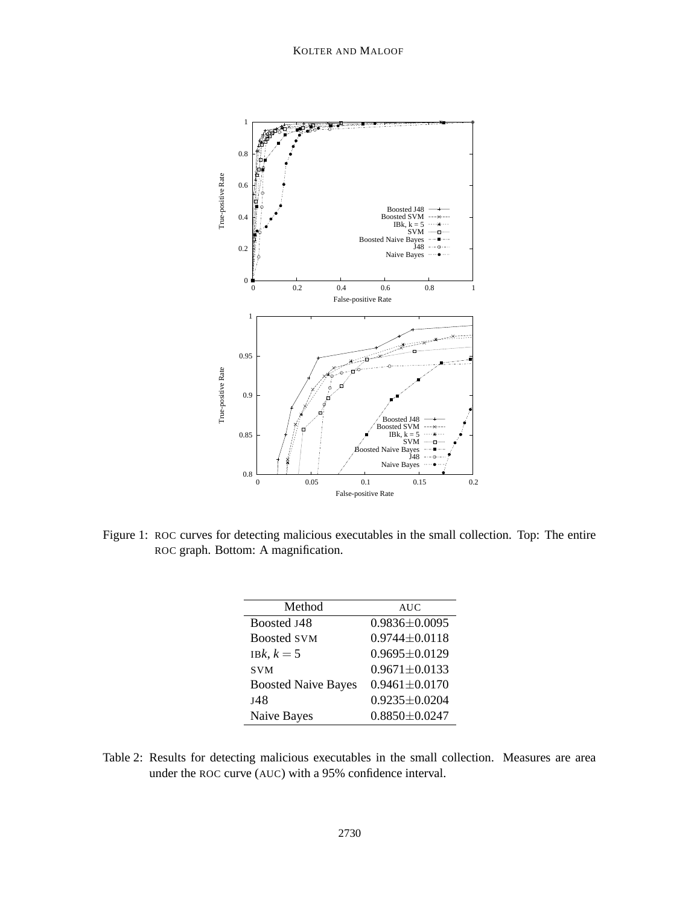Figure 1: ROC curves for detecting malicious executables in the small collection. Top: The entire ROC graph. Bottom: A magnification.

| Method | AUC |
|---|---|
| Boosted J48 | 0.9836±0.0095 |
| Boosted SVM | 0.9744±0.0118 |
| IB$k$, $k = 5$ | 0.9695±0.0129 |
| SVM | 0.9671±0.0133 |
| Boosted Naive Bayes | 0.9461±0.0170 |
| J48 | 0.9235±0.0204 |
| Naive Bayes | 0.8850±0.0247 |

Table 2: Results for detecting malicious executables in the small collection. Measures are area under the ROC curve (AUC) with a 95% confidence interval.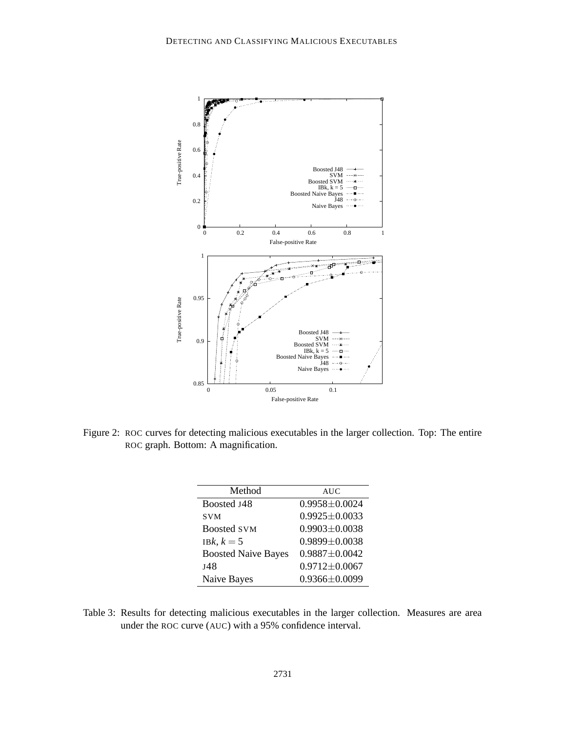Figure 2: ROC curves for detecting malicious executables in the larger collection. Top: The entire ROC graph. Bottom: A magnification.

| Method | AUC |
|---|---|
| Boosted J48 | 0.9958±0.0024 |
| SVM | 0.9925±0.0033 |
| Boosted SVM | 0.9903±0.0038 |
| IB$k$, $k = 5$ | 0.9899±0.0038 |
| Boosted Naive Bayes | 0.9887±0.0042 |
| J48 | 0.9712±0.0067 |
| Naive Bayes | 0.9366±0.0099 |

Table 3: Results for detecting malicious executables in the larger collection. Measures are area under the ROC curve (AUC) with a 95% confidence interval.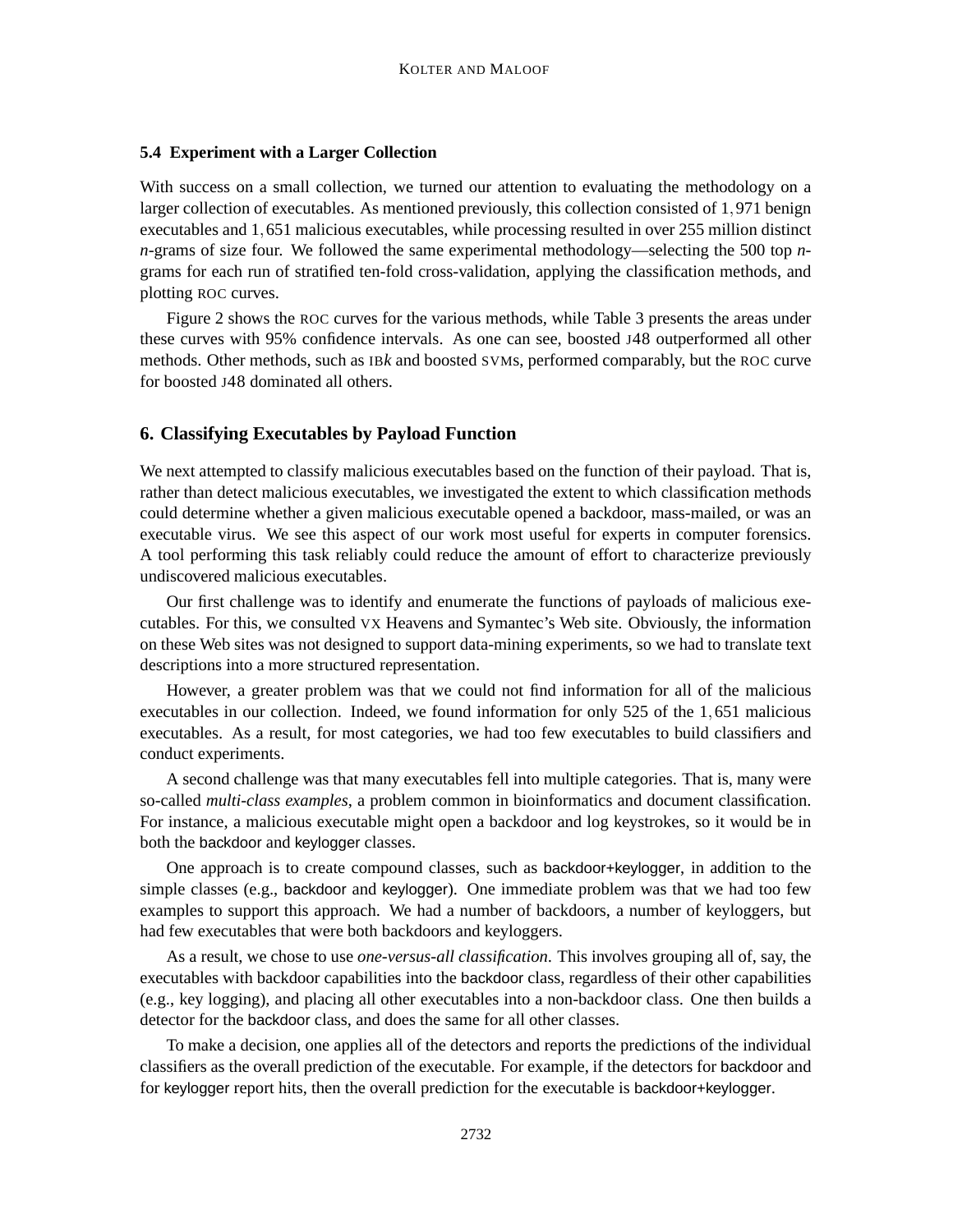### 5.4 Experiment with a Larger Collection

With success on a small collection, we turned our attention to evaluating the methodology on a larger collection of executables. As mentioned previously, this collection consisted of 1,971 benign executables and 1,651 malicious executables, while processing resulted in over 255 million distinct *n*-grams of size four. We followed the same experimental methodology—selecting the 500 top *n*-grams for each run of stratified ten-fold cross-validation, applying the classification methods, and plotting ROC curves.

Figure 2 shows the ROC curves for the various methods, while Table 3 presents the areas under these curves with 95% confidence intervals. As one can see, boosted J48 outperformed all other methods. Other methods, such as IB*k* and boosted SVMs, performed comparably, but the ROC curve for boosted J48 dominated all others.

## 6. Classifying Executables by Payload Function

We next attempted to classify malicious executables based on the function of their payload. That is, rather than detect malicious executables, we investigated the extent to which classification methods could determine whether a given malicious executable opened a backdoor, mass-mailed, or was an executable virus. We see this aspect of our work most useful for experts in computer forensics. A tool performing this task reliably could reduce the amount of effort to characterize previously undiscovered malicious executables.

Our first challenge was to identify and enumerate the functions of payloads of malicious executables. For this, we consulted VX Heavens and Symantec's Web site. Obviously, the information on these Web sites was not designed to support data-mining experiments, so we had to translate text descriptions into a more structured representation.

However, a greater problem was that we could not find information for all of the malicious executables in our collection. Indeed, we found information for only 525 of the 1,651 malicious executables. As a result, for most categories, we had too few executables to build classifiers and conduct experiments.

A second challenge was that many executables fell into multiple categories. That is, many were so-called *multi-class examples*, a problem common in bioinformatics and document classification. For instance, a malicious executable might open a backdoor and log keystrokes, so it would be in both the backdoor and keylogger classes.

One approach is to create compound classes, such as backdoor+keylogger, in addition to the simple classes (e.g., backdoor and keylogger). One immediate problem was that we had too few examples to support this approach. We had a number of backdoors, a number of keyloggers, but had few executables that were both backdoors and keyloggers.

As a result, we chose to use *one-versus-all classification*. This involves grouping all of, say, the executables with backdoor capabilities into the backdoor class, regardless of their other capabilities (e.g., key logging), and placing all other executables into a non-backdoor class. One then builds a detector for the backdoor class, and does the same for all other classes.

To make a decision, one applies all of the detectors and reports the predictions of the individual classifiers as the overall prediction of the executable. For example, if the detectors for backdoor and for keylogger report hits, then the overall prediction for the executable is backdoor+keylogger.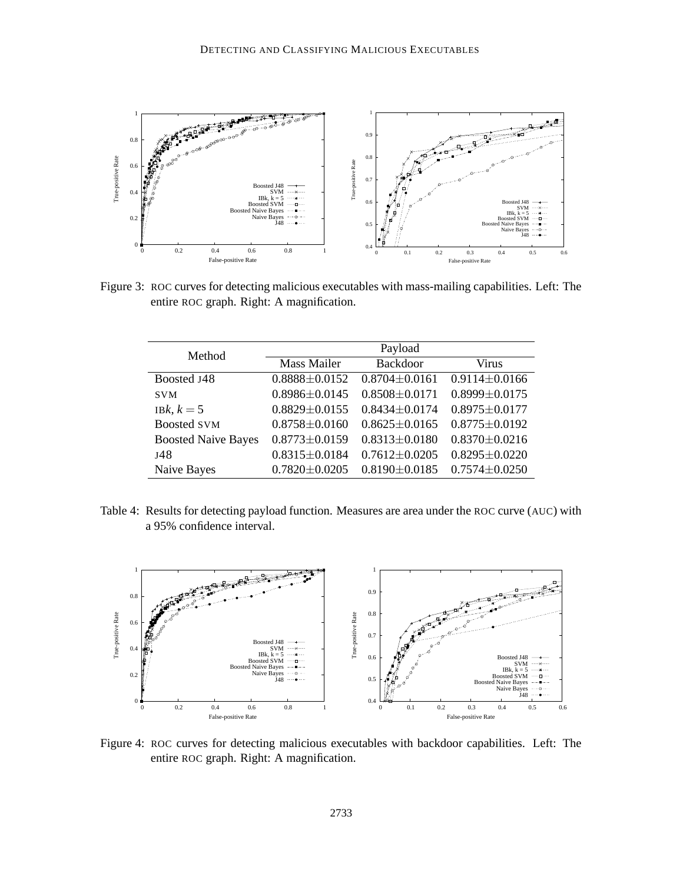Figure 3: ROC curves for detecting malicious executables with mass-mailing capabilities. Left: The entire ROC graph. Right: A magnification.

| Method | Payload | | |
|---|---|---|---|
| | Mass Mailer | Backdoor | Virus |
| Boosted J48 | 0.8888±0.0152 | 0.8704±0.0161 | 0.9114±0.0166 |
| SVM | 0.8986±0.0145 | 0.8508±0.0171 | 0.8999±0.0175 |
| IB$k$, $k=5$ | 0.8829±0.0155 | 0.8434±0.0174 | 0.8975±0.0177 |
| Boosted SVM | 0.8758±0.0160 | 0.8625±0.0165 | 0.8775±0.0192 |
| Boosted Naive Bayes | 0.8773±0.0159 | 0.8313±0.0180 | 0.8370±0.0216 |
| J48 | 0.8315±0.0184 | 0.7612±0.0205 | 0.8295±0.0220 |
| Naive Bayes | 0.7820±0.0205 | 0.8190±0.0185 | 0.7574±0.0250 |

Table 4: Results for detecting payload function. Measures are area under the ROC curve (AUC) with a 95% confidence interval.

Figure 4: ROC curves for detecting malicious executables with backdoor capabilities. Left: The entire ROC graph. Right: A magnification.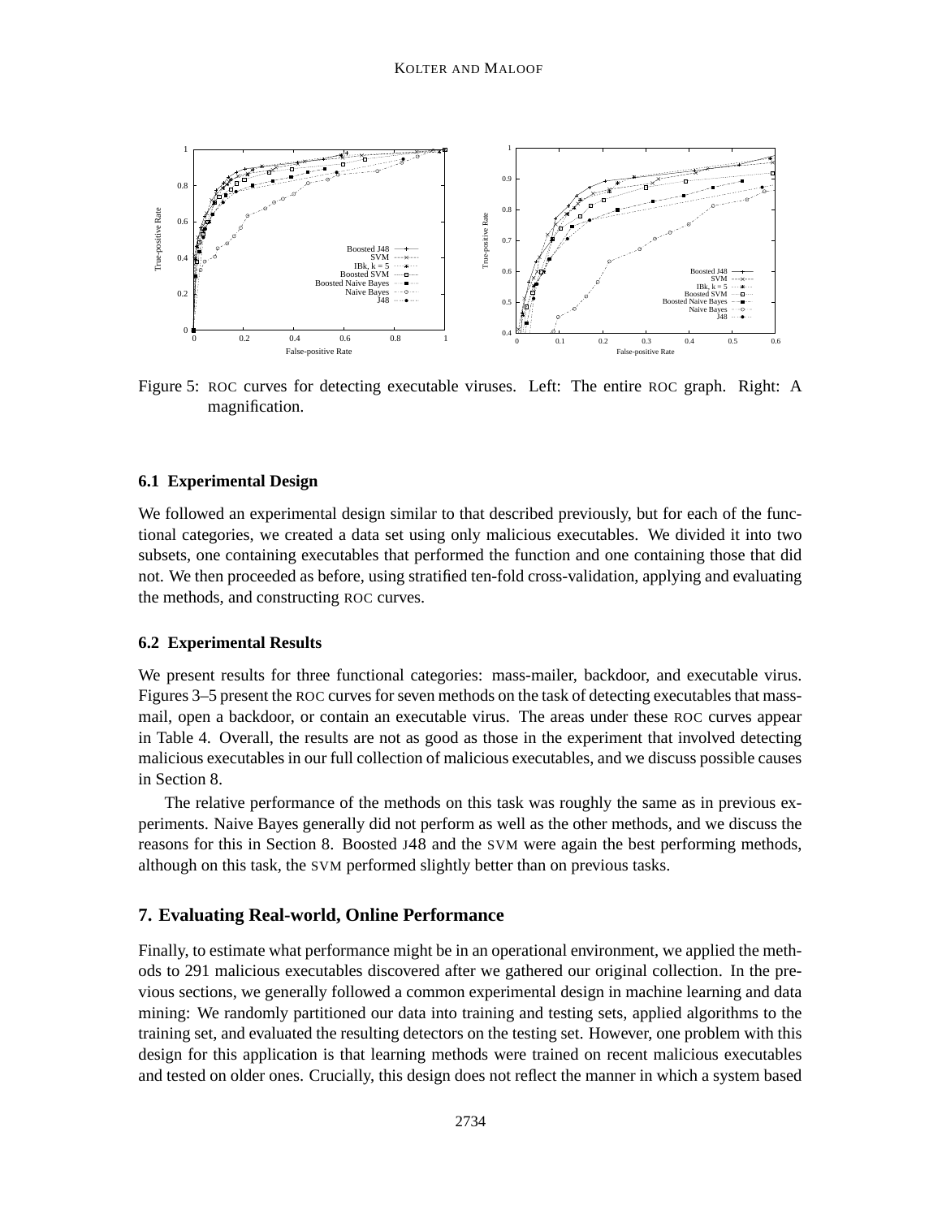Figure 5: ROC curves for detecting executable viruses. Left: The entire ROC graph. Right: A magnification.

### 6.1 Experimental Design

We followed an experimental design similar to that described previously, but for each of the functional categories, we created a data set using only malicious executables. We divided it into two subsets, one containing executables that performed the function and one containing those that did not. We then proceeded as before, using stratified ten-fold cross-validation, applying and evaluating the methods, and constructing ROC curves.

### 6.2 Experimental Results

We present results for three functional categories: mass-mailer, backdoor, and executable virus. Figures 3–5 present the ROC curves for seven methods on the task of detecting executables that mass-mail, open a backdoor, or contain an executable virus. The areas under these ROC curves appear in Table 4. Overall, the results are not as good as those in the experiment that involved detecting malicious executables in our full collection of malicious executables, and we discuss possible causes in Section 8.

The relative performance of the methods on this task was roughly the same as in previous experiments. Naive Bayes generally did not perform as well as the other methods, and we discuss the reasons for this in Section 8. Boosted J48 and the SVM were again the best performing methods, although on this task, the SVM performed slightly better than on previous tasks.

## 7. Evaluating Real-world, Online Performance

Finally, to estimate what performance might be in an operational environment, we applied the methods to 291 malicious executables discovered after we gathered our original collection. In the previous sections, we generally followed a common experimental design in machine learning and data mining: We randomly partitioned our data into training and testing sets, applied algorithms to the training set, and evaluated the resulting detectors on the testing set. However, one problem with this design for this application is that learning methods were trained on recent malicious executables and tested on older ones. Crucially, this design does not reflect the manner in which a system based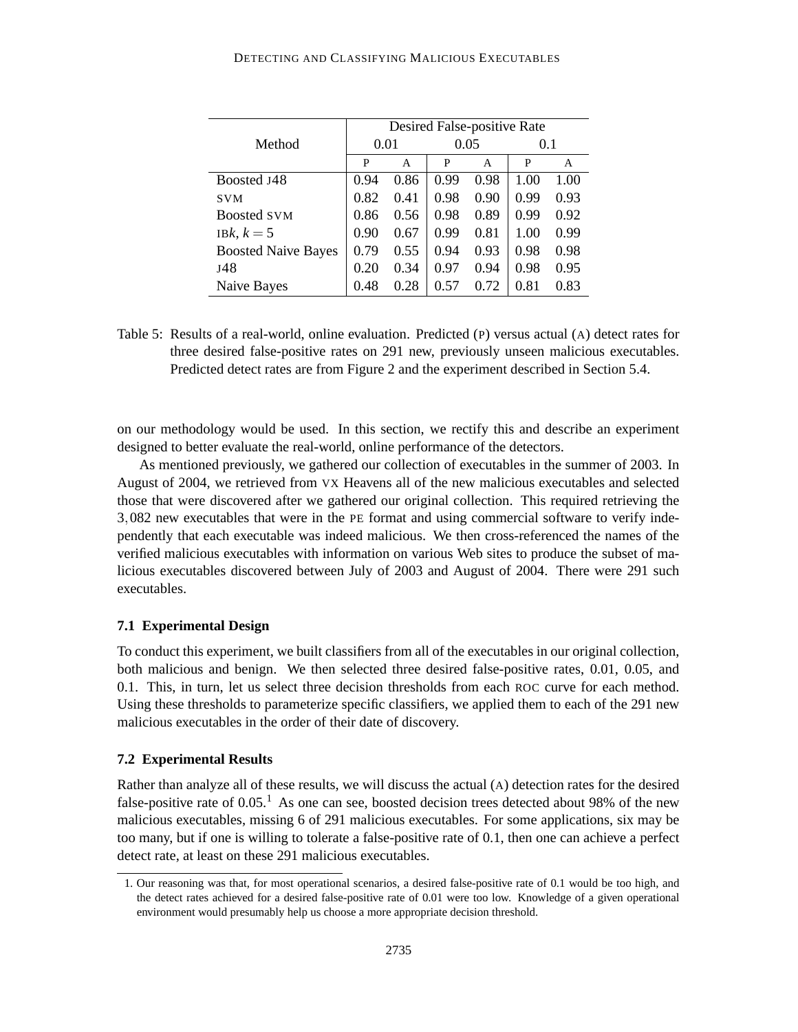| Method | Desired False-positive Rate | | | | | |
|---|---|---|---|---|---|---|
| | 0.01 | | 0.05 | | 0.1 | |
| | P | A | P | A | P | A |
| Boosted J48 | 0.94 | 0.86 | 0.99 | 0.98 | 1.00 | 1.00 |
| SVM | 0.82 | 0.41 | 0.98 | 0.90 | 0.99 | 0.93 |
| Boosted SVM | 0.86 | 0.56 | 0.98 | 0.89 | 0.99 | 0.92 |
| IB$k$, $k = 5$ | 0.90 | 0.67 | 0.99 | 0.81 | 1.00 | 0.99 |
| Boosted Naive Bayes | 0.79 | 0.55 | 0.94 | 0.93 | 0.98 | 0.98 |
| J48 | 0.20 | 0.34 | 0.97 | 0.94 | 0.98 | 0.95 |
| Naive Bayes | 0.48 | 0.28 | 0.57 | 0.72 | 0.81 | 0.83 |

Table 5: Results of a real-world, online evaluation. Predicted (P) versus actual (A) detect rates for three desired false-positive rates on 291 new, previously unseen malicious executables. Predicted detect rates are from Figure 2 and the experiment described in Section 5.4.

on our methodology would be used. In this section, we rectify this and describe an experiment designed to better evaluate the real-world, online performance of the detectors.

As mentioned previously, we gathered our collection of executables in the summer of 2003. In August of 2004, we retrieved from VX Heavens all of the new malicious executables and selected those that were discovered after we gathered our original collection. This required retrieving the 3,082 new executables that were in the PE format and using commercial software to verify independently that each executable was indeed malicious. We then cross-referenced the names of the verified malicious executables with information on various Web sites to produce the subset of malicious executables discovered between July of 2003 and August of 2004. There were 291 such executables.

### 7.1 Experimental Design

To conduct this experiment, we built classifiers from all of the executables in our original collection, both malicious and benign. We then selected three desired false-positive rates, 0.01, 0.05, and 0.1. This, in turn, let us select three decision thresholds from each ROC curve for each method. Using these thresholds to parameterize specific classifiers, we applied them to each of the 291 new malicious executables in the order of their date of discovery.

### 7.2 Experimental Results

Rather than analyze all of these results, we will discuss the actual (A) detection rates for the desired false-positive rate of 0.05.[1] As one can see, boosted decision trees detected about 98% of the new malicious executables, missing 6 of 291 malicious executables. For some applications, six may be too many, but if one is willing to tolerate a false-positive rate of 0.1, then one can achieve a perfect detect rate, at least on these 291 malicious executables.

1. Our reasoning was that, for most operational scenarios, a desired false-positive rate of 0.1 would be too high, and the detect rates achieved for a desired false-positive rate of 0.01 were too low. Knowledge of a given operational environment would presumably help us choose a more appropriate decision threshold.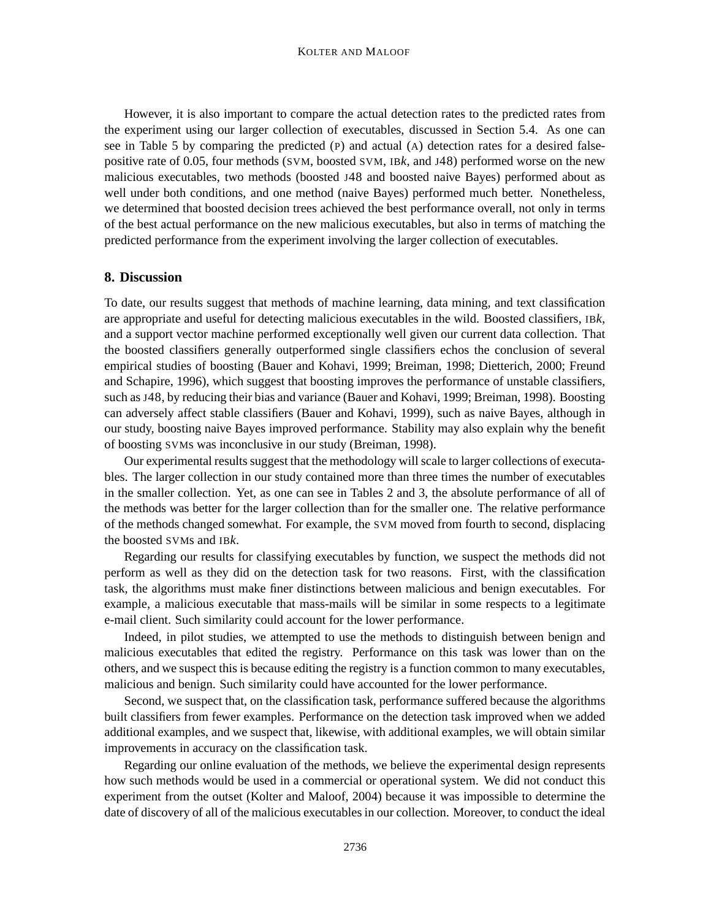However, it is also important to compare the actual detection rates to the predicted rates from the experiment using our larger collection of executables, discussed in Section 5.4. As one can see in Table 5 by comparing the predicted (P) and actual (A) detection rates for a desired false-positive rate of 0.05, four methods (SVM, boosted SVM, IB*k*, and J48) performed worse on the new malicious executables, two methods (boosted J48 and boosted naive Bayes) performed about as well under both conditions, and one method (naive Bayes) performed much better. Nonetheless, we determined that boosted decision trees achieved the best performance overall, not only in terms of the best actual performance on the new malicious executables, but also in terms of matching the predicted performance from the experiment involving the larger collection of executables.

## 8. Discussion

To date, our results suggest that methods of machine learning, data mining, and text classification are appropriate and useful for detecting malicious executables in the wild. Boosted classifiers, IB*k*, and a support vector machine performed exceptionally well given our current data collection. That the boosted classifiers generally outperformed single classifiers echos the conclusion of several empirical studies of boosting (Bauer and Kohavi, 1999; Breiman, 1998; Dietterich, 2000; Freund and Schapire, 1996), which suggest that boosting improves the performance of unstable classifiers, such as J48, by reducing their bias and variance (Bauer and Kohavi, 1999; Breiman, 1998). Boosting can adversely affect stable classifiers (Bauer and Kohavi, 1999), such as naive Bayes, although in our study, boosting naive Bayes improved performance. Stability may also explain why the benefit of boosting SVMs was inconclusive in our study (Breiman, 1998).

Our experimental results suggest that the methodology will scale to larger collections of executables. The larger collection in our study contained more than three times the number of executables in the smaller collection. Yet, as one can see in Tables 2 and 3, the absolute performance of all of the methods was better for the larger collection than for the smaller one. The relative performance of the methods changed somewhat. For example, the SVM moved from fourth to second, displacing the boosted SVMs and IB*k*.

Regarding our results for classifying executables by function, we suspect the methods did not perform as well as they did on the detection task for two reasons. First, with the classification task, the algorithms must make finer distinctions between malicious and benign executables. For example, a malicious executable that mass-mails will be similar in some respects to a legitimate e-mail client. Such similarity could account for the lower performance.

Indeed, in pilot studies, we attempted to use the methods to distinguish between benign and malicious executables that edited the registry. Performance on this task was lower than on the others, and we suspect this is because editing the registry is a function common to many executables, malicious and benign. Such similarity could have accounted for the lower performance.

Second, we suspect that, on the classification task, performance suffered because the algorithms built classifiers from fewer examples. Performance on the detection task improved when we added additional examples, and we suspect that, likewise, with additional examples, we will obtain similar improvements in accuracy on the classification task.

Regarding our online evaluation of the methods, we believe the experimental design represents how such methods would be used in a commercial or operational system. We did not conduct this experiment from the outset (Kolter and Maloof, 2004) because it was impossible to determine the date of discovery of all of the malicious executables in our collection. Moreover, to conduct the ideal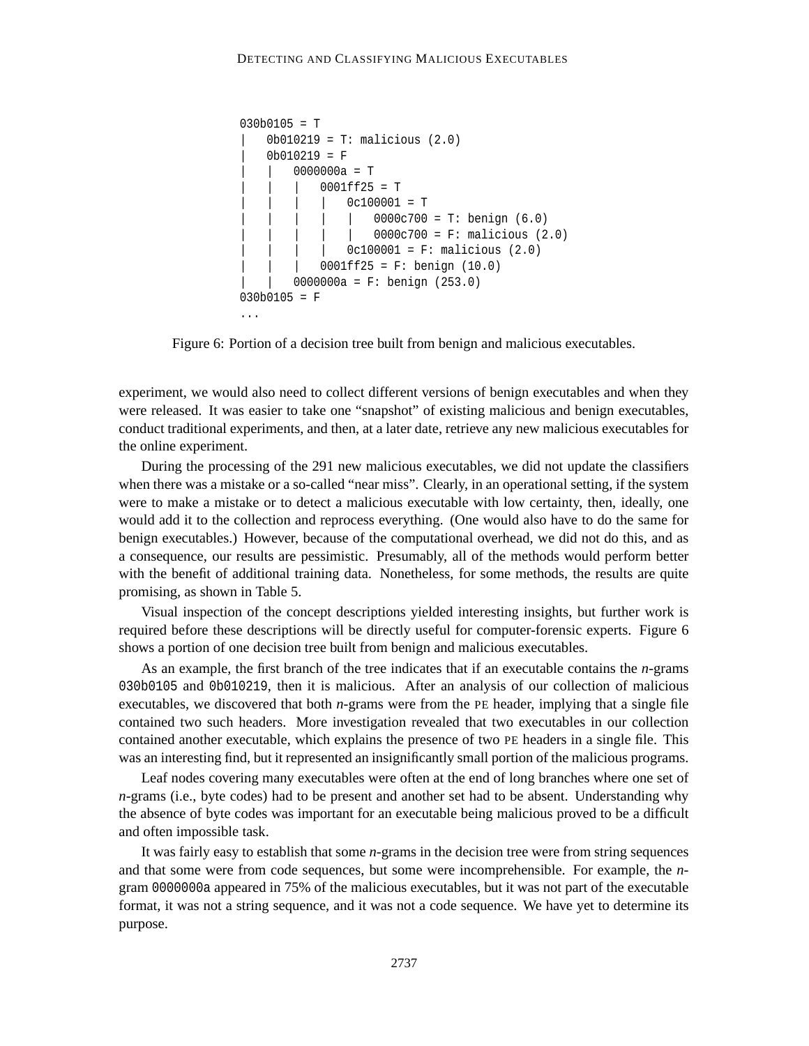```
030b0105 = T
|   0b010219 = T: malicious (2.0)
|   0b010219 = F
|   |   0000000a = T
|   |   |   0001ff25 = T
|   |   |   |   0c100001 = T
|   |   |   |   |   0000c700 = T: benign (6.0)
|   |   |   |   |   0000c700 = F: malicious (2.0)
|   |   |   |   0c100001 = F: malicious (2.0)
|   |   |   0001ff25 = F: benign (10.0)
|   |   0000000a = F: benign (253.0)
030b0105 = F
...
```

Figure 6: Portion of a decision tree built from benign and malicious executables.

experiment, we would also need to collect different versions of benign executables and when they were released. It was easier to take one "snapshot" of existing malicious and benign executables, conduct traditional experiments, and then, at a later date, retrieve any new malicious executables for the online experiment.

During the processing of the 291 new malicious executables, we did not update the classifiers when there was a mistake or a so-called "near miss". Clearly, in an operational setting, if the system were to make a mistake or to detect a malicious executable with low certainty, then, ideally, one would add it to the collection and reprocess everything. (One would also have to do the same for benign executables.) However, because of the computational overhead, we did not do this, and as a consequence, our results are pessimistic. Presumably, all of the methods would perform better with the benefit of additional training data. Nonetheless, for some methods, the results are quite promising, as shown in Table 5.

Visual inspection of the concept descriptions yielded interesting insights, but further work is required before these descriptions will be directly useful for computer-forensic experts. Figure 6 shows a portion of one decision tree built from benign and malicious executables.

As an example, the first branch of the tree indicates that if an executable contains the *n*-grams `030b0105` and `0b010219`, then it is malicious. After an analysis of our collection of malicious executables, we discovered that both *n*-grams were from the PE header, implying that a single file contained two such headers. More investigation revealed that two executables in our collection contained another executable, which explains the presence of two PE headers in a single file. This was an interesting find, but it represented an insignificantly small portion of the malicious programs.

Leaf nodes covering many executables were often at the end of long branches where one set of *n*-grams (i.e., byte codes) had to be present and another set had to be absent. Understanding why the absence of byte codes was important for an executable being malicious proved to be a difficult and often impossible task.

It was fairly easy to establish that some *n*-grams in the decision tree were from string sequences and that some were from code sequences, but some were incomprehensible. For example, the *n*-gram `0000000a` appeared in 75% of the malicious executables, but it was not part of the executable format, it was not a string sequence, and it was not a code sequence. We have yet to determine its purpose.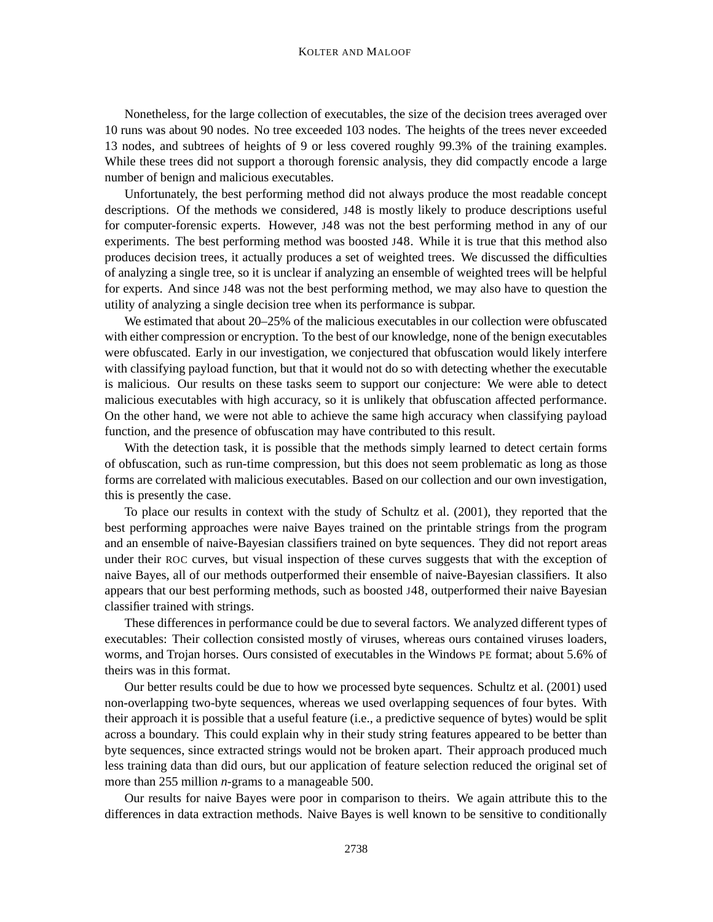Nonetheless, for the large collection of executables, the size of the decision trees averaged over 10 runs was about 90 nodes. No tree exceeded 103 nodes. The heights of the trees never exceeded 13 nodes, and subtrees of heights of 9 or less covered roughly 99.3% of the training examples. While these trees did not support a thorough forensic analysis, they did compactly encode a large number of benign and malicious executables.

Unfortunately, the best performing method did not always produce the most readable concept descriptions. Of the methods we considered, J48 is mostly likely to produce descriptions useful for computer-forensic experts. However, J48 was not the best performing method in any of our experiments. The best performing method was boosted J48. While it is true that this method also produces decision trees, it actually produces a set of weighted trees. We discussed the difficulties of analyzing a single tree, so it is unclear if analyzing an ensemble of weighted trees will be helpful for experts. And since J48 was not the best performing method, we may also have to question the utility of analyzing a single decision tree when its performance is subpar.

We estimated that about 20–25% of the malicious executables in our collection were obfuscated with either compression or encryption. To the best of our knowledge, none of the benign executables were obfuscated. Early in our investigation, we conjectured that obfuscation would likely interfere with classifying payload function, but that it would not do so with detecting whether the executable is malicious. Our results on these tasks seem to support our conjecture: We were able to detect malicious executables with high accuracy, so it is unlikely that obfuscation affected performance. On the other hand, we were not able to achieve the same high accuracy when classifying payload function, and the presence of obfuscation may have contributed to this result.

With the detection task, it is possible that the methods simply learned to detect certain forms of obfuscation, such as run-time compression, but this does not seem problematic as long as those forms are correlated with malicious executables. Based on our collection and our own investigation, this is presently the case.

To place our results in context with the study of Schultz et al. (2001), they reported that the best performing approaches were naive Bayes trained on the printable strings from the program and an ensemble of naive-Bayesian classifiers trained on byte sequences. They did not report areas under their ROC curves, but visual inspection of these curves suggests that with the exception of naive Bayes, all of our methods outperformed their ensemble of naive-Bayesian classifiers. It also appears that our best performing methods, such as boosted J48, outperformed their naive Bayesian classifier trained with strings.

These differences in performance could be due to several factors. We analyzed different types of executables: Their collection consisted mostly of viruses, whereas ours contained viruses loaders, worms, and Trojan horses. Ours consisted of executables in the Windows PE format; about 5.6% of theirs was in this format.

Our better results could be due to how we processed byte sequences. Schultz et al. (2001) used non-overlapping two-byte sequences, whereas we used overlapping sequences of four bytes. With their approach it is possible that a useful feature (i.e., a predictive sequence of bytes) would be split across a boundary. This could explain why in their study string features appeared to be better than byte sequences, since extracted strings would not be broken apart. Their approach produced much less training data than did ours, but our application of feature selection reduced the original set of more than 255 million *n*-grams to a manageable 500.

Our results for naive Bayes were poor in comparison to theirs. We again attribute this to the differences in data extraction methods. Naive Bayes is well known to be sensitive to conditionally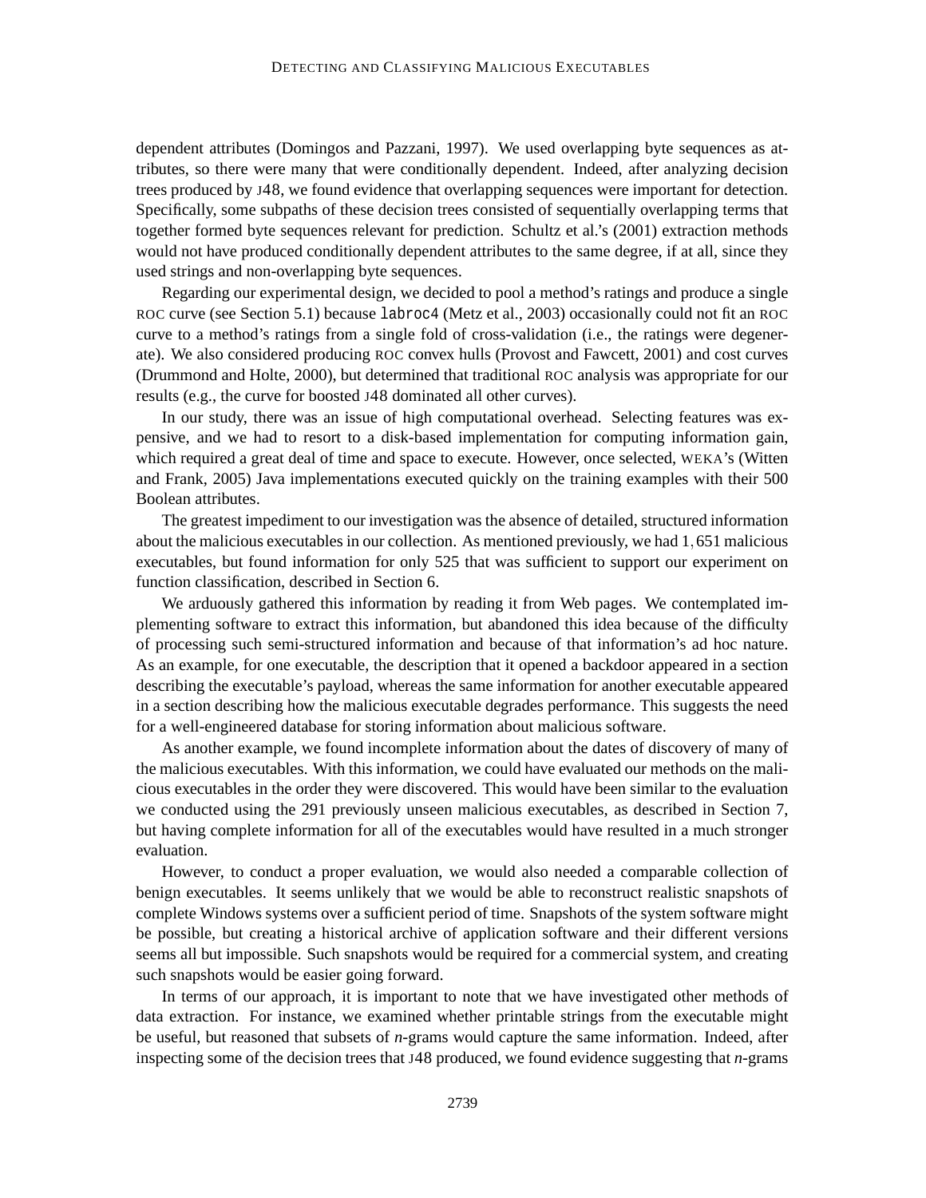dependent attributes (Domingos and Pazzani, 1997). We used overlapping byte sequences as attributes, so there were many that were conditionally dependent. Indeed, after analyzing decision trees produced by J48, we found evidence that overlapping sequences were important for detection. Specifically, some subpaths of these decision trees consisted of sequentially overlapping terms that together formed byte sequences relevant for prediction. Schultz et al.'s (2001) extraction methods would not have produced conditionally dependent attributes to the same degree, if at all, since they used strings and non-overlapping byte sequences.

Regarding our experimental design, we decided to pool a method's ratings and produce a single ROC curve (see Section 5.1) because `labroc4` (Metz et al., 2003) occasionally could not fit an ROC curve to a method's ratings from a single fold of cross-validation (i.e., the ratings were degenerate). We also considered producing ROC convex hulls (Provost and Fawcett, 2001) and cost curves (Drummond and Holte, 2000), but determined that traditional ROC analysis was appropriate for our results (e.g., the curve for boosted J48 dominated all other curves).

In our study, there was an issue of high computational overhead. Selecting features was expensive, and we had to resort to a disk-based implementation for computing information gain, which required a great deal of time and space to execute. However, once selected, WEKA's (Witten and Frank, 2005) Java implementations executed quickly on the training examples with their 500 Boolean attributes.

The greatest impediment to our investigation was the absence of detailed, structured information about the malicious executables in our collection. As mentioned previously, we had 1,651 malicious executables, but found information for only 525 that was sufficient to support our experiment on function classification, described in Section 6.

We arduously gathered this information by reading it from Web pages. We contemplated implementing software to extract this information, but abandoned this idea because of the difficulty of processing such semi-structured information and because of that information's ad hoc nature. As an example, for one executable, the description that it opened a backdoor appeared in a section describing the executable's payload, whereas the same information for another executable appeared in a section describing how the malicious executable degrades performance. This suggests the need for a well-engineered database for storing information about malicious software.

As another example, we found incomplete information about the dates of discovery of many of the malicious executables. With this information, we could have evaluated our methods on the malicious executables in the order they were discovered. This would have been similar to the evaluation we conducted using the 291 previously unseen malicious executables, as described in Section 7, but having complete information for all of the executables would have resulted in a much stronger evaluation.

However, to conduct a proper evaluation, we would also needed a comparable collection of benign executables. It seems unlikely that we would be able to reconstruct realistic snapshots of complete Windows systems over a sufficient period of time. Snapshots of the system software might be possible, but creating a historical archive of application software and their different versions seems all but impossible. Such snapshots would be required for a commercial system, and creating such snapshots would be easier going forward.

In terms of our approach, it is important to note that we have investigated other methods of data extraction. For instance, we examined whether printable strings from the executable might be useful, but reasoned that subsets of *n*-grams would capture the same information. Indeed, after inspecting some of the decision trees that J48 produced, we found evidence suggesting that *n*-grams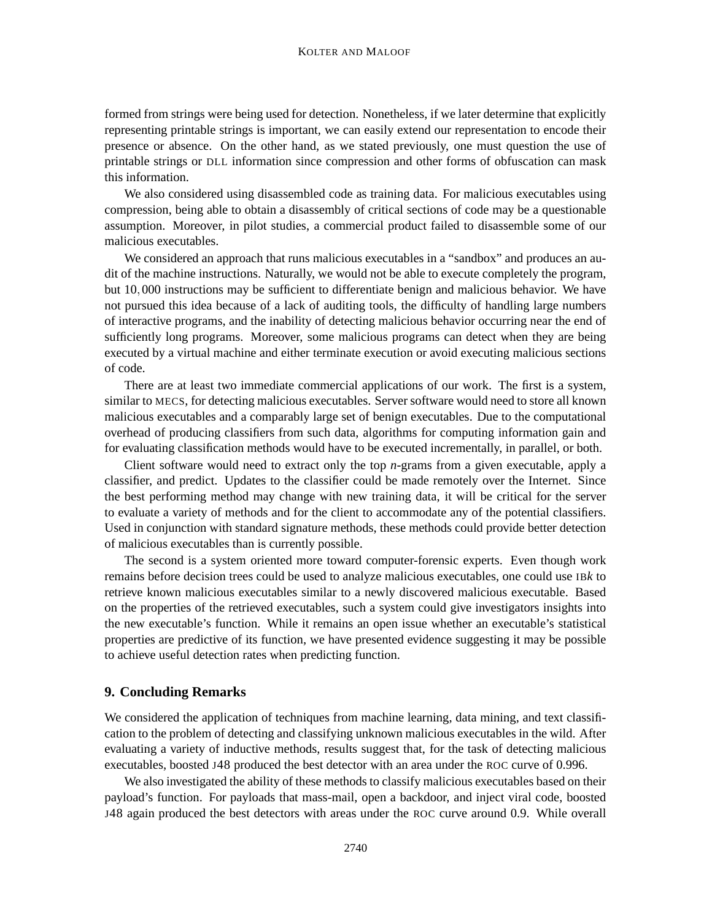formed from strings were being used for detection. Nonetheless, if we later determine that explicitly representing printable strings is important, we can easily extend our representation to encode their presence or absence. On the other hand, as we stated previously, one must question the use of printable strings or DLL information since compression and other forms of obfuscation can mask this information.

We also considered using disassembled code as training data. For malicious executables using compression, being able to obtain a disassembly of critical sections of code may be a questionable assumption. Moreover, in pilot studies, a commercial product failed to disassemble some of our malicious executables.

We considered an approach that runs malicious executables in a "sandbox" and produces an audit of the machine instructions. Naturally, we would not be able to execute completely the program, but $10,000$ instructions may be sufficient to differentiate benign and malicious behavior. We have not pursued this idea because of a lack of auditing tools, the difficulty of handling large numbers of interactive programs, and the inability of detecting malicious behavior occurring near the end of sufficiently long programs. Moreover, some malicious programs can detect when they are being executed by a virtual machine and either terminate execution or avoid executing malicious sections of code.

There are at least two immediate commercial applications of our work. The first is a system, similar to MECS, for detecting malicious executables. Server software would need to store all known malicious executables and a comparably large set of benign executables. Due to the computational overhead of producing classifiers from such data, algorithms for computing information gain and for evaluating classification methods would have to be executed incrementally, in parallel, or both.

Client software would need to extract only the top *n*-grams from a given executable, apply a classifier, and predict. Updates to the classifier could be made remotely over the Internet. Since the best performing method may change with new training data, it will be critical for the server to evaluate a variety of methods and for the client to accommodate any of the potential classifiers. Used in conjunction with standard signature methods, these methods could provide better detection of malicious executables than is currently possible.

The second is a system oriented more toward computer-forensic experts. Even though work remains before decision trees could be used to analyze malicious executables, one could use IB*k* to retrieve known malicious executables similar to a newly discovered malicious executable. Based on the properties of the retrieved executables, such a system could give investigators insights into the new executable's function. While it remains an open issue whether an executable's statistical properties are predictive of its function, we have presented evidence suggesting it may be possible to achieve useful detection rates when predicting function.

## 9. Concluding Remarks

We considered the application of techniques from machine learning, data mining, and text classification to the problem of detecting and classifying unknown malicious executables in the wild. After evaluating a variety of inductive methods, results suggest that, for the task of detecting malicious executables, boosted J48 produced the best detector with an area under the ROC curve of 0.996.

We also investigated the ability of these methods to classify malicious executables based on their payload's function. For payloads that mass-mail, open a backdoor, and inject viral code, boosted J48 again produced the best detectors with areas under the ROC curve around 0.9. While overall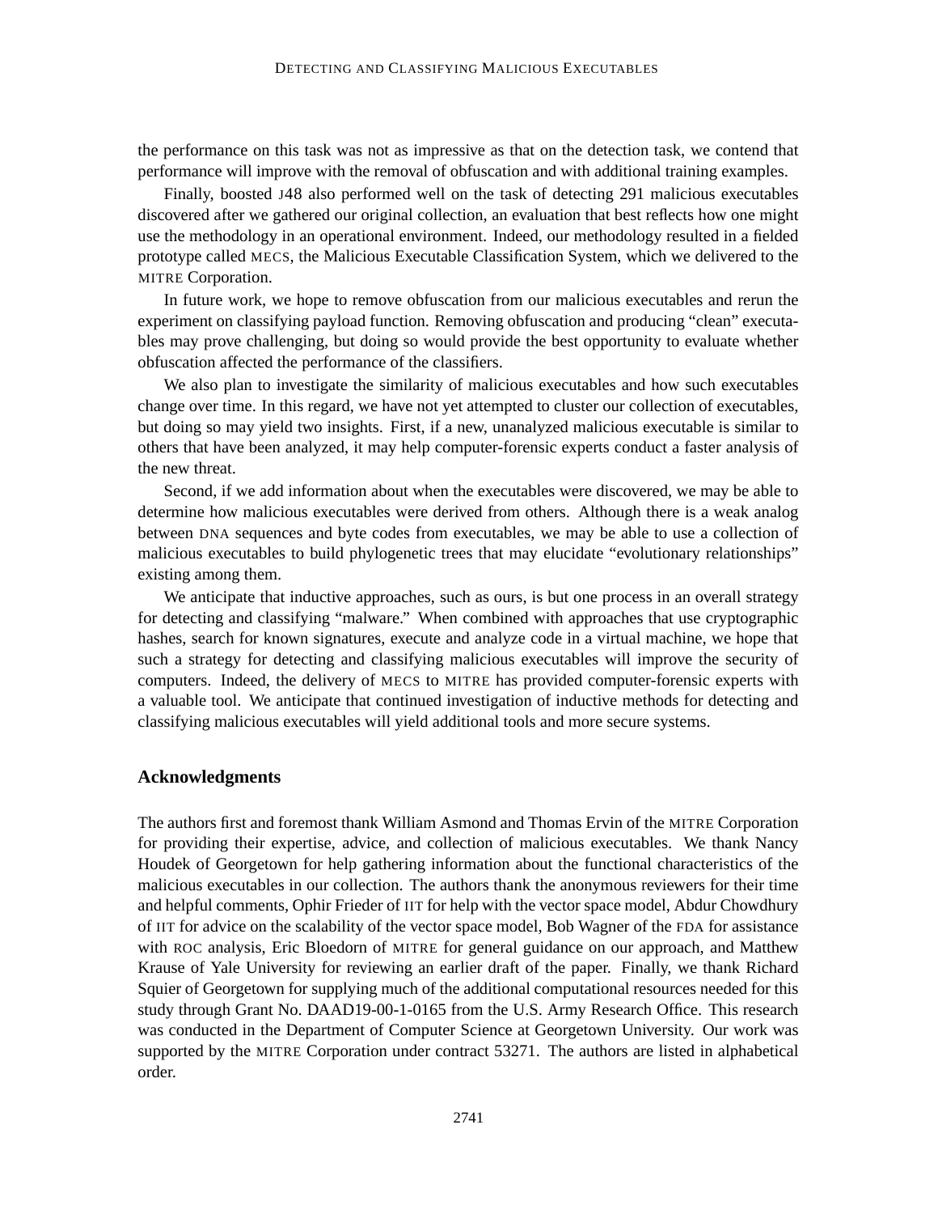the performance on this task was not as impressive as that on the detection task, we contend that performance will improve with the removal of obfuscation and with additional training examples.

Finally, boosted J48 also performed well on the task of detecting 291 malicious executables discovered after we gathered our original collection, an evaluation that best reflects how one might use the methodology in an operational environment. Indeed, our methodology resulted in a fielded prototype called MECS, the Malicious Executable Classification System, which we delivered to the MITRE Corporation.

In future work, we hope to remove obfuscation from our malicious executables and rerun the experiment on classifying payload function. Removing obfuscation and producing "clean" executables may prove challenging, but doing so would provide the best opportunity to evaluate whether obfuscation affected the performance of the classifiers.

We also plan to investigate the similarity of malicious executables and how such executables change over time. In this regard, we have not yet attempted to cluster our collection of executables, but doing so may yield two insights. First, if a new, unanalyzed malicious executable is similar to others that have been analyzed, it may help computer-forensic experts conduct a faster analysis of the new threat.

Second, if we add information about when the executables were discovered, we may be able to determine how malicious executables were derived from others. Although there is a weak analog between DNA sequences and byte codes from executables, we may be able to use a collection of malicious executables to build phylogenetic trees that may elucidate "evolutionary relationships" existing among them.

We anticipate that inductive approaches, such as ours, is but one process in an overall strategy for detecting and classifying "malware." When combined with approaches that use cryptographic hashes, search for known signatures, execute and analyze code in a virtual machine, we hope that such a strategy for detecting and classifying malicious executables will improve the security of computers. Indeed, the delivery of MECS to MITRE has provided computer-forensic experts with a valuable tool. We anticipate that continued investigation of inductive methods for detecting and classifying malicious executables will yield additional tools and more secure systems.

## Acknowledgments

The authors first and foremost thank William Asmond and Thomas Ervin of the MITRE Corporation for providing their expertise, advice, and collection of malicious executables. We thank Nancy Houdek of Georgetown for help gathering information about the functional characteristics of the malicious executables in our collection. The authors thank the anonymous reviewers for their time and helpful comments, Ophir Frieder of IIT for help with the vector space model, Abdur Chowdhury of IIT for advice on the scalability of the vector space model, Bob Wagner of the FDA for assistance with ROC analysis, Eric Bloedorn of MITRE for general guidance on our approach, and Matthew Krause of Yale University for reviewing an earlier draft of the paper. Finally, we thank Richard Squier of Georgetown for supplying much of the additional computational resources needed for this study through Grant No. DAAD19-00-1-0165 from the U.S. Army Research Office. This research was conducted in the Department of Computer Science at Georgetown University. Our work was supported by the MITRE Corporation under contract 53271. The authors are listed in alphabetical order.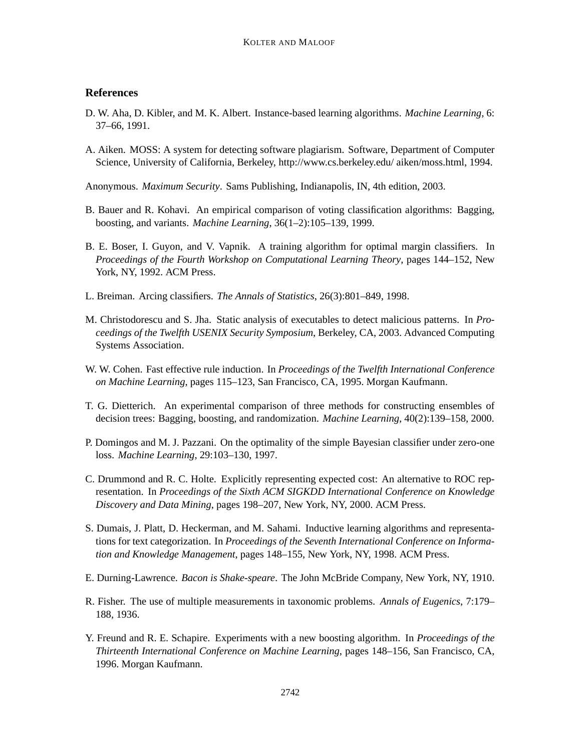## References

D. W. Aha, D. Kibler, and M. K. Albert. Instance-based learning algorithms. *Machine Learning*, 6: 37–66, 1991.

A. Aiken. MOSS: A system for detecting software plagiarism. Software, Department of Computer Science, University of California, Berkeley, http://www.cs.berkeley.edu/ aiken/moss.html, 1994.

Anonymous. *Maximum Security*. Sams Publishing, Indianapolis, IN, 4th edition, 2003.

B. Bauer and R. Kohavi. An empirical comparison of voting classification algorithms: Bagging, boosting, and variants. *Machine Learning*, 36(1–2):105–139, 1999.

B. E. Boser, I. Guyon, and V. Vapnik. A training algorithm for optimal margin classifiers. In *Proceedings of the Fourth Workshop on Computational Learning Theory*, pages 144–152, New York, NY, 1992. ACM Press.

L. Breiman. Arcing classifiers. *The Annals of Statistics*, 26(3):801–849, 1998.

M. Christodorescu and S. Jha. Static analysis of executables to detect malicious patterns. In *Proceedings of the Twelfth USENIX Security Symposium*, Berkeley, CA, 2003. Advanced Computing Systems Association.

W. W. Cohen. Fast effective rule induction. In *Proceedings of the Twelfth International Conference on Machine Learning*, pages 115–123, San Francisco, CA, 1995. Morgan Kaufmann.

T. G. Dietterich. An experimental comparison of three methods for constructing ensembles of decision trees: Bagging, boosting, and randomization. *Machine Learning*, 40(2):139–158, 2000.

P. Domingos and M. J. Pazzani. On the optimality of the simple Bayesian classifier under zero-one loss. *Machine Learning*, 29:103–130, 1997.

C. Drummond and R. C. Holte. Explicitly representing expected cost: An alternative to ROC representation. In *Proceedings of the Sixth ACM SIGKDD International Conference on Knowledge Discovery and Data Mining*, pages 198–207, New York, NY, 2000. ACM Press.

S. Dumais, J. Platt, D. Heckerman, and M. Sahami. Inductive learning algorithms and representations for text categorization. In *Proceedings of the Seventh International Conference on Information and Knowledge Management*, pages 148–155, New York, NY, 1998. ACM Press.

E. Durning-Lawrence. *Bacon is Shake-speare*. The John McBride Company, New York, NY, 1910.

R. Fisher. The use of multiple measurements in taxonomic problems. *Annals of Eugenics*, 7:179–188, 1936.

Y. Freund and R. E. Schapire. Experiments with a new boosting algorithm. In *Proceedings of the Thirteenth International Conference on Machine Learning*, pages 148–156, San Francisco, CA, 1996. Morgan Kaufmann.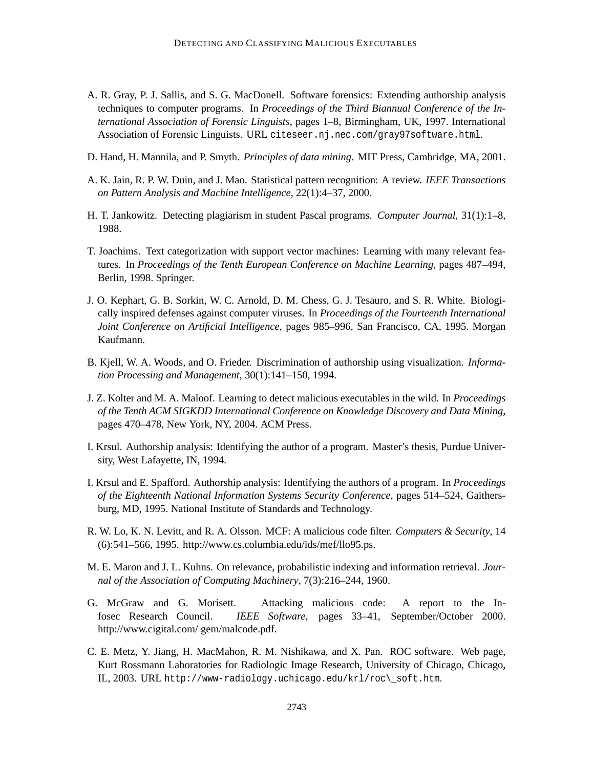A. R. Gray, P. J. Sallis, and S. G. MacDonell. Software forensics: Extending authorship analysis techniques to computer programs. In *Proceedings of the Third Biannual Conference of the International Association of Forensic Linguists*, pages 1–8, Birmingham, UK, 1997. International Association of Forensic Linguists. URL `citeseer.nj.nec.com/gray97software.html`.

D. Hand, H. Mannila, and P. Smyth. *Principles of data mining*. MIT Press, Cambridge, MA, 2001.

A. K. Jain, R. P. W. Duin, and J. Mao. Statistical pattern recognition: A review. *IEEE Transactions on Pattern Analysis and Machine Intelligence*, 22(1):4–37, 2000.

H. T. Jankowitz. Detecting plagiarism in student Pascal programs. *Computer Journal*, 31(1):1–8, 1988.

T. Joachims. Text categorization with support vector machines: Learning with many relevant features. In *Proceedings of the Tenth European Conference on Machine Learning*, pages 487–494, Berlin, 1998. Springer.

J. O. Kephart, G. B. Sorkin, W. C. Arnold, D. M. Chess, G. J. Tesauro, and S. R. White. Biologically inspired defenses against computer viruses. In *Proceedings of the Fourteenth International Joint Conference on Artificial Intelligence*, pages 985–996, San Francisco, CA, 1995. Morgan Kaufmann.

B. Kjell, W. A. Woods, and O. Frieder. Discrimination of authorship using visualization. *Information Processing and Management*, 30(1):141–150, 1994.

J. Z. Kolter and M. A. Maloof. Learning to detect malicious executables in the wild. In *Proceedings of the Tenth ACM SIGKDD International Conference on Knowledge Discovery and Data Mining*, pages 470–478, New York, NY, 2004. ACM Press.

I. Krsul. Authorship analysis: Identifying the author of a program. Master's thesis, Purdue University, West Lafayette, IN, 1994.

I. Krsul and E. Spafford. Authorship analysis: Identifying the authors of a program. In *Proceedings of the Eighteenth National Information Systems Security Conference*, pages 514–524, Gaithersburg, MD, 1995. National Institute of Standards and Technology.

R. W. Lo, K. N. Levitt, and R. A. Olsson. MCF: A malicious code filter. *Computers & Security*, 14 (6):541–566, 1995. http://www.cs.columbia.edu/ids/mef/llo95.ps.

M. E. Maron and J. L. Kuhns. On relevance, probabilistic indexing and information retrieval. *Journal of the Association of Computing Machinery*, 7(3):216–244, 1960.

G. McGraw and G. Morisett. Attacking malicious code: A report to the Infosec Research Council. *IEEE Software*, pages 33–41, September/October 2000. http://www.cigital.com/ gem/malcode.pdf.

C. E. Metz, Y. Jiang, H. MacMahon, R. M. Nishikawa, and X. Pan. ROC software. Web page, Kurt Rossmann Laboratories for Radiologic Image Research, University of Chicago, Chicago, IL, 2003. URL `http://www-radiology.uchicago.edu/krl/roc\_soft.htm`.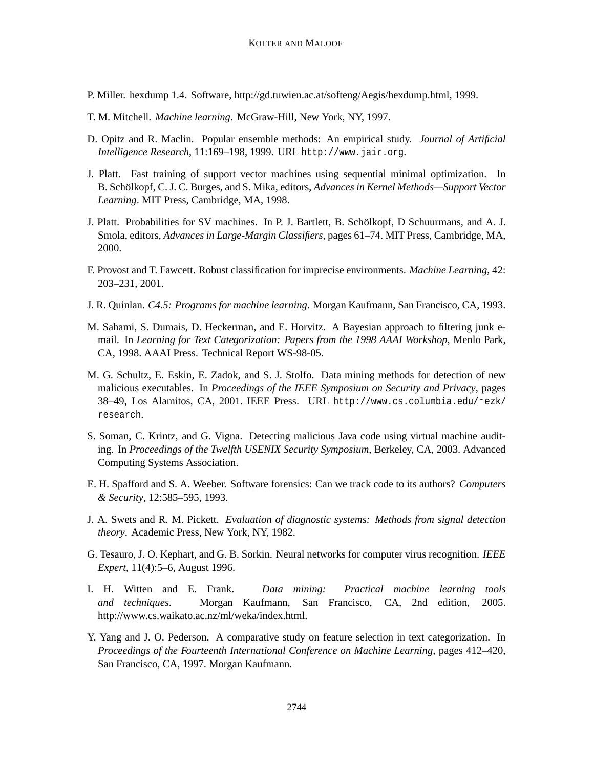P. Miller. hexdump 1.4. Software, http://gd.tuwien.ac.at/softeng/Aegis/hexdump.html, 1999.

T. M. Mitchell. *Machine learning*. McGraw-Hill, New York, NY, 1997.

D. Opitz and R. Maclin. Popular ensemble methods: An empirical study. *Journal of Artificial Intelligence Research*, 11:169–198, 1999. URL `http://www.jair.org`.

J. Platt. Fast training of support vector machines using sequential minimal optimization. In B. Schölkopf, C. J. C. Burges, and S. Mika, editors, *Advances in Kernel Methods—Support Vector Learning*. MIT Press, Cambridge, MA, 1998.

J. Platt. Probabilities for SV machines. In P. J. Bartlett, B. Schölkopf, D Schuurmans, and A. J. Smola, editors, *Advances in Large-Margin Classifiers*, pages 61–74. MIT Press, Cambridge, MA, 2000.

F. Provost and T. Fawcett. Robust classification for imprecise environments. *Machine Learning*, 42: 203–231, 2001.

J. R. Quinlan. *C4.5: Programs for machine learning*. Morgan Kaufmann, San Francisco, CA, 1993.

M. Sahami, S. Dumais, D. Heckerman, and E. Horvitz. A Bayesian approach to filtering junk e-mail. In *Learning for Text Categorization: Papers from the 1998 AAAI Workshop*, Menlo Park, CA, 1998. AAAI Press. Technical Report WS-98-05.

M. G. Schultz, E. Eskin, E. Zadok, and S. J. Stolfo. Data mining methods for detection of new malicious executables. In *Proceedings of the IEEE Symposium on Security and Privacy*, pages 38–49, Los Alamitos, CA, 2001. IEEE Press. URL `http://www.cs.columbia.edu/~ezk/research`.

S. Soman, C. Krintz, and G. Vigna. Detecting malicious Java code using virtual machine auditing. In *Proceedings of the Twelfth USENIX Security Symposium*, Berkeley, CA, 2003. Advanced Computing Systems Association.

E. H. Spafford and S. A. Weeber. Software forensics: Can we track code to its authors? *Computers & Security*, 12:585–595, 1993.

J. A. Swets and R. M. Pickett. *Evaluation of diagnostic systems: Methods from signal detection theory*. Academic Press, New York, NY, 1982.

G. Tesauro, J. O. Kephart, and G. B. Sorkin. Neural networks for computer virus recognition. *IEEE Expert*, 11(4):5–6, August 1996.

I. H. Witten and E. Frank. *Data mining: Practical machine learning tools and techniques*. Morgan Kaufmann, San Francisco, CA, 2nd edition, 2005. http://www.cs.waikato.ac.nz/ml/weka/index.html.

Y. Yang and J. O. Pederson. A comparative study on feature selection in text categorization. In *Proceedings of the Fourteenth International Conference on Machine Learning*, pages 412–420, San Francisco, CA, 1997. Morgan Kaufmann.